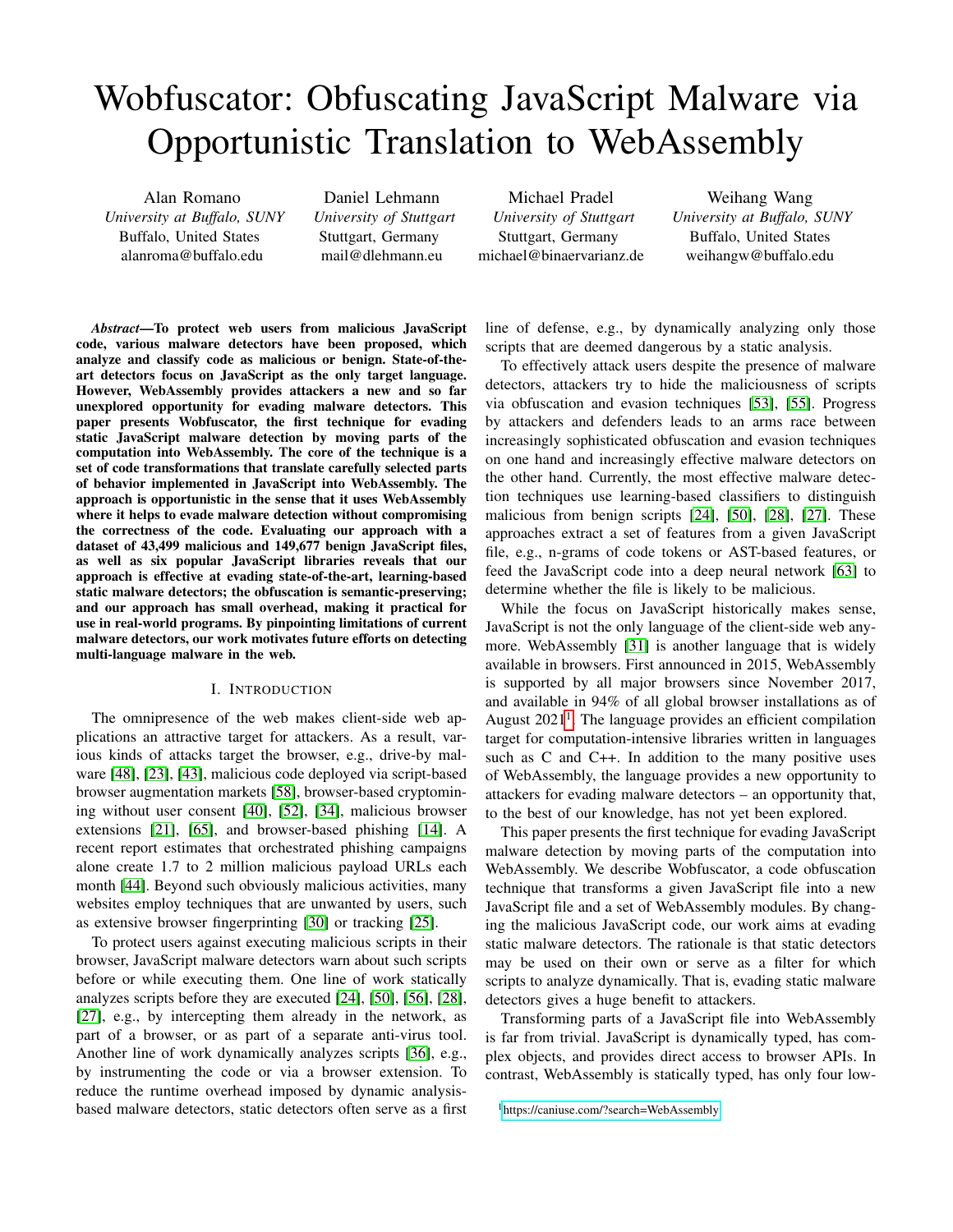# Wobfuscator: Obfuscating JavaScript Malware via Opportunistic Translation to WebAssembly

Alan Romano
*University at Buffalo, SUNY*
Buffalo, United States
alanroma@buffalo.edu

Daniel Lehmann
*University of Stuttgart*
Stuttgart, Germany
mail@dlehmann.eu

Michael Pradel
*University of Stuttgart*
Stuttgart, Germany
michael@binaervarianz.de

Weihang Wang
*University at Buffalo, SUNY*
Buffalo, United States
weihangw@buffalo.edu

***Abstract*—To protect web users from malicious JavaScript code, various malware detectors have been proposed, which analyze and classify code as malicious or benign. State-of-the-art detectors focus on JavaScript as the only target language. However, WebAssembly provides attackers a new and so far unexplored opportunity for evading malware detectors. This paper presents Wobfuscator, the first technique for evading static JavaScript malware detection by moving parts of the computation into WebAssembly. The core of the technique is a set of code transformations that translate carefully selected parts of behavior implemented in JavaScript into WebAssembly. The approach is opportunistic in the sense that it uses WebAssembly where it helps to evade malware detection without compromising the correctness of the code. Evaluating our approach with a dataset of 43,499 malicious and 149,677 benign JavaScript files, as well as six popular JavaScript libraries reveals that our approach is effective at evading state-of-the-art, learning-based static malware detectors; the obfuscation is semantic-preserving; and our approach has small overhead, making it practical for use in real-world programs. By pinpointing limitations of current malware detectors, our work motivates future efforts on detecting multi-language malware in the web.**

## I. Introduction

The omnipresence of the web makes client-side web applications an attractive target for attackers. As a result, various kinds of attacks target the browser, e.g., drive-by malware [48], [23], [43], malicious code deployed via script-based browser augmentation markets [58], browser-based cryptomining without user consent [40], [52], [34], malicious browser extensions [21], [65], and browser-based phishing [14]. A recent report estimates that orchestrated phishing campaigns alone create 1.7 to 2 million malicious payload URLs each month [44]. Beyond such obviously malicious activities, many websites employ techniques that are unwanted by users, such as extensive browser fingerprinting [30] or tracking [25].

To protect users against executing malicious scripts in their browser, JavaScript malware detectors warn about such scripts before or while executing them. One line of work statically analyzes scripts before they are executed [24], [50], [56], [28], [27], e.g., by intercepting them already in the network, as part of a browser, or as part of a separate anti-virus tool. Another line of work dynamically analyzes scripts [36], e.g., by instrumenting the code or via a browser extension. To reduce the runtime overhead imposed by dynamic analysis-based malware detectors, static detectors often serve as a first line of defense, e.g., by dynamically analyzing only those scripts that are deemed dangerous by a static analysis.

To effectively attack users despite the presence of malware detectors, attackers try to hide the maliciousness of scripts via obfuscation and evasion techniques [53], [55]. Progress by attackers and defenders leads to an arms race between increasingly sophisticated obfuscation and evasion techniques on one hand and increasingly effective malware detectors on the other hand. Currently, the most effective malware detection techniques use learning-based classifiers to distinguish malicious from benign scripts [24], [50], [28], [27]. These approaches extract a set of features from a given JavaScript file, e.g., n-grams of code tokens or AST-based features, or feed the JavaScript code into a deep neural network [63] to determine whether the file is likely to be malicious.

While the focus on JavaScript historically makes sense, JavaScript is not the only language of the client-side web anymore. WebAssembly [31] is another language that is widely available in browsers. First announced in 2015, WebAssembly is supported by all major browsers since November 2017, and available in 94% of all global browser installations as of August 2021[1]. The language provides an efficient compilation target for computation-intensive libraries written in languages such as C and C++. In addition to the many positive uses of WebAssembly, the language provides a new opportunity to attackers for evading malware detectors – an opportunity that, to the best of our knowledge, has not yet been explored.

This paper presents the first technique for evading JavaScript malware detection by moving parts of the computation into WebAssembly. We describe Wobfuscator, a code obfuscation technique that transforms a given JavaScript file into a new JavaScript file and a set of WebAssembly modules. By changing the malicious JavaScript code, our work aims at evading static malware detectors. The rationale is that static detectors may be used on their own or serve as a filter for which scripts to analyze dynamically. That is, evading static malware detectors gives a huge benefit to attackers.

Transforming parts of a JavaScript file into WebAssembly is far from trivial. JavaScript is dynamically typed, has complex objects, and provides direct access to browser APIs. In contrast, WebAssembly is statically typed, has only four low-

[1] https://caniuse.com/?search=WebAssembly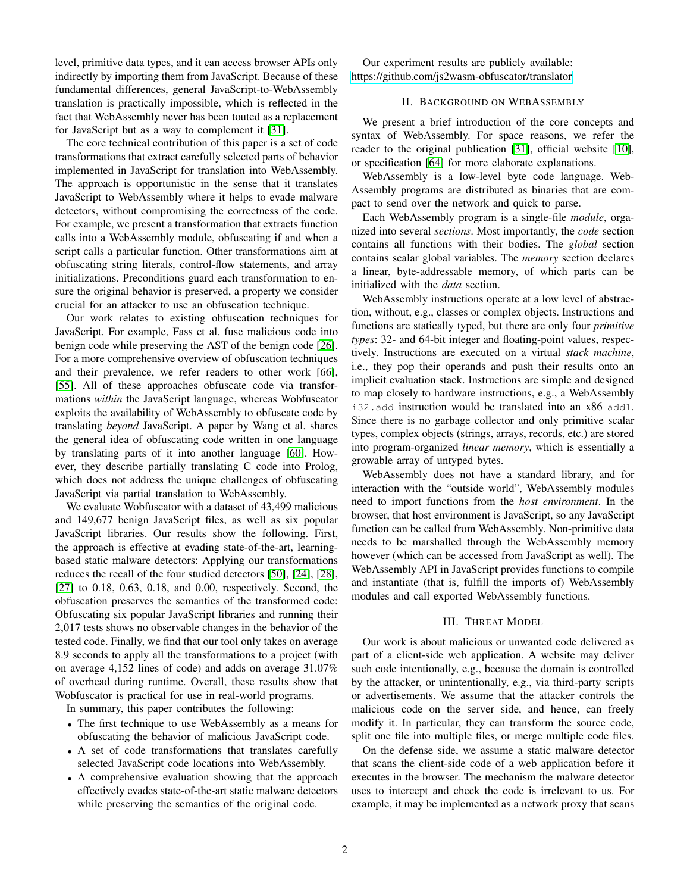level, primitive data types, and it can access browser APIs only indirectly by importing them from JavaScript. Because of these fundamental differences, general JavaScript-to-WebAssembly translation is practically impossible, which is reflected in the fact that WebAssembly never has been touted as a replacement for JavaScript but as a way to complement it [31].

The core technical contribution of this paper is a set of code transformations that extract carefully selected parts of behavior implemented in JavaScript for translation into WebAssembly. The approach is opportunistic in the sense that it translates JavaScript to WebAssembly where it helps to evade malware detectors, without compromising the correctness of the code. For example, we present a transformation that extracts function calls into a WebAssembly module, obfuscating if and when a script calls a particular function. Other transformations aim at obfuscating string literals, control-flow statements, and array initializations. Preconditions guard each transformation to ensure the original behavior is preserved, a property we consider crucial for an attacker to use an obfuscation technique.

Our work relates to existing obfuscation techniques for JavaScript. For example, Fass et al. fuse malicious code into benign code while preserving the AST of the benign code [26]. For a more comprehensive overview of obfuscation techniques and their prevalence, we refer readers to other work [66], [55]. All of these approaches obfuscate code via transformations *within* the JavaScript language, whereas Wobfuscator exploits the availability of WebAssembly to obfuscate code by translating *beyond* JavaScript. A paper by Wang et al. shares the general idea of obfuscating code written in one language by translating parts of it into another language [60]. However, they describe partially translating C code into Prolog, which does not address the unique challenges of obfuscating JavaScript via partial translation to WebAssembly.

We evaluate Wobfuscator with a dataset of 43,499 malicious and 149,677 benign JavaScript files, as well as six popular JavaScript libraries. Our results show the following. First, the approach is effective at evading state-of-the-art, learning-based static malware detectors: Applying our transformations reduces the recall of the four studied detectors [50], [24], [28], [27] to 0.18, 0.63, 0.18, and 0.00, respectively. Second, the obfuscation preserves the semantics of the transformed code: Obfuscating six popular JavaScript libraries and running their 2,017 tests shows no observable changes in the behavior of the tested code. Finally, we find that our tool only takes on average 8.9 seconds to apply all the transformations to a project (with on average 4,152 lines of code) and adds on average 31.07% of overhead during runtime. Overall, these results show that Wobfuscator is practical for use in real-world programs.

In summary, this paper contributes the following:

- The first technique to use WebAssembly as a means for obfuscating the behavior of malicious JavaScript code.
- A set of code transformations that translates carefully selected JavaScript code locations into WebAssembly.
- A comprehensive evaluation showing that the approach effectively evades state-of-the-art static malware detectors while preserving the semantics of the original code.

Our experiment results are publicly available: https://github.com/js2wasm-obfuscator/translator

## II. Background on WebAssembly

We present a brief introduction of the core concepts and syntax of WebAssembly. For space reasons, we refer the reader to the original publication [31], official website [10], or specification [64] for more elaborate explanations.

WebAssembly is a low-level byte code language. WebAssembly programs are distributed as binaries that are compact to send over the network and quick to parse.

Each WebAssembly program is a single-file *module*, organized into several *sections*. Most importantly, the *code* section contains all functions with their bodies. The *global* section contains scalar global variables. The *memory* section declares a linear, byte-addressable memory, of which parts can be initialized with the *data* section.

WebAssembly instructions operate at a low level of abstraction, without, e.g., classes or complex objects. Instructions and functions are statically typed, but there are only four *primitive types*: 32- and 64-bit integer and floating-point values, respectively. Instructions are executed on a virtual *stack machine*, i.e., they pop their operands and push their results onto an implicit evaluation stack. Instructions are simple and designed to map closely to hardware instructions, e.g., a WebAssembly `i32.add` instruction would be translated into an x86 `addl`. Since there is no garbage collector and only primitive scalar types, complex objects (strings, arrays, records, etc.) are stored into program-organized *linear memory*, which is essentially a growable array of untyped bytes.

WebAssembly does not have a standard library, and for interaction with the "outside world", WebAssembly modules need to import functions from the *host environment*. In the browser, that host environment is JavaScript, so any JavaScript function can be called from WebAssembly. Non-primitive data needs to be marshalled through the WebAssembly memory however (which can be accessed from JavaScript as well). The WebAssembly API in JavaScript provides functions to compile and instantiate (that is, fulfill the imports of) WebAssembly modules and call exported WebAssembly functions.

## III. Threat Model

Our work is about malicious or unwanted code delivered as part of a client-side web application. A website may deliver such code intentionally, e.g., because the domain is controlled by the attacker, or unintentionally, e.g., via third-party scripts or advertisements. We assume that the attacker controls the malicious code on the server side, and hence, can freely modify it. In particular, they can transform the source code, split one file into multiple files, or merge multiple code files.

On the defense side, we assume a static malware detector that scans the client-side code of a web application before it executes in the browser. The mechanism the malware detector uses to intercept and check the code is irrelevant to us. For example, it may be implemented as a network proxy that scans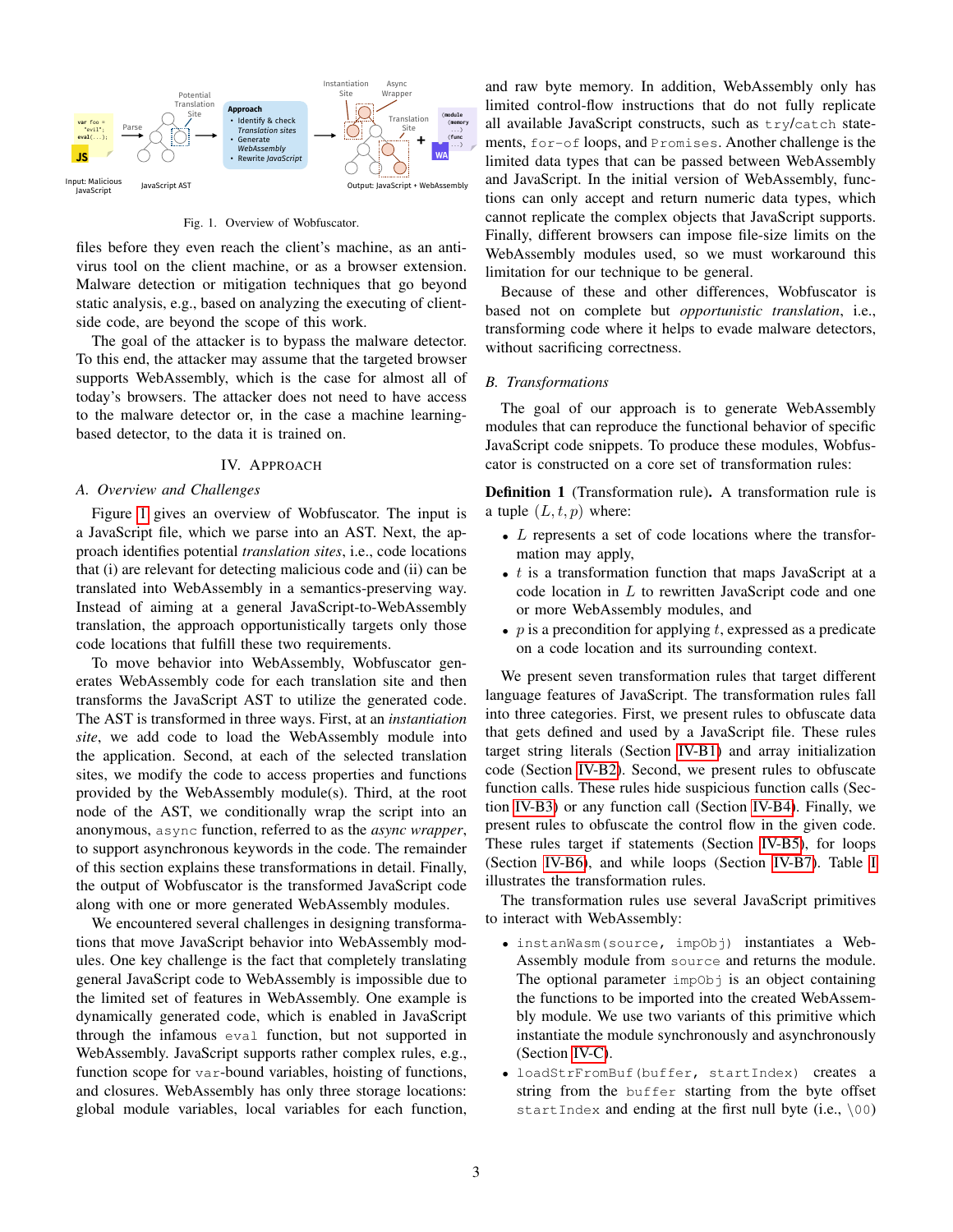Input: Malicious JavaScript

Parse

JavaScript AST

Potential Translation Site

Approach
- Identify & check *Translation sites*
- Generate *WebAssembly*
- Rewrite *JavaScript*

Instantiation Site

Async Wrapper

Translation Site

Output: JavaScript + WebAssembly

Fig. 1. Overview of Wobfuscator.

files before they even reach the client's machine, as an anti-virus tool on the client machine, or as a browser extension. Malware detection or mitigation techniques that go beyond static analysis, e.g., based on analyzing the executing of client-side code, are beyond the scope of this work.

The goal of the attacker is to bypass the malware detector. To this end, the attacker may assume that the targeted browser supports WebAssembly, which is the case for almost all of today's browsers. The attacker does not need to have access to the malware detector or, in the case a machine learning-based detector, to the data it is trained on.

## IV. Approach

### A. Overview and Challenges

Figure 1 gives an overview of Wobfuscator. The input is a JavaScript file, which we parse into an AST. Next, the approach identifies potential *translation sites*, i.e., code locations that (i) are relevant for detecting malicious code and (ii) can be translated into WebAssembly in a semantics-preserving way. Instead of aiming at a general JavaScript-to-WebAssembly translation, the approach opportunistically targets only those code locations that fulfill these two requirements.

To move behavior into WebAssembly, Wobfuscator generates WebAssembly code for each translation site and then transforms the JavaScript AST to utilize the generated code. The AST is transformed in three ways. First, at an *instantiation site*, we add code to load the WebAssembly module into the application. Second, at each of the selected translation sites, we modify the code to access properties and functions provided by the WebAssembly module(s). Third, at the root node of the AST, we conditionally wrap the script into an anonymous, `async` function, referred to as the *async wrapper*, to support asynchronous keywords in the code. The remainder of this section explains these transformations in detail. Finally, the output of Wobfuscator is the transformed JavaScript code along with one or more generated WebAssembly modules.

We encountered several challenges in designing transformations that move JavaScript behavior into WebAssembly modules. One key challenge is the fact that completely translating general JavaScript code to WebAssembly is impossible due to the limited set of features in WebAssembly. One example is dynamically generated code, which is enabled in JavaScript through the infamous `eval` function, but not supported in WebAssembly. JavaScript supports rather complex rules, e.g., function scope for `var`-bound variables, hoisting of functions, and closures. WebAssembly has only three storage locations: global module variables, local variables for each function, and raw byte memory. In addition, WebAssembly only has limited control-flow instructions that do not fully replicate all available JavaScript constructs, such as `try`/`catch` statements, `for-of` loops, and `Promises`. Another challenge is the limited data types that can be passed between WebAssembly and JavaScript. In the initial version of WebAssembly, functions can only accept and return numeric data types, which cannot replicate the complex objects that JavaScript supports. Finally, different browsers can impose file-size limits on the WebAssembly modules used, so we must workaround this limitation for our technique to be general.

Because of these and other differences, Wobfuscator is based not on complete but *opportunistic translation*, i.e., transforming code where it helps to evade malware detectors, without sacrificing correctness.

### B. Transformations

The goal of our approach is to generate WebAssembly modules that can reproduce the functional behavior of specific JavaScript code snippets. To produce these modules, Wobfuscator is constructed on a core set of transformation rules:

**Definition 1** (Transformation rule). A transformation rule is a tuple $(L, t, p)$ where:

- $L$ represents a set of code locations where the transformation may apply,
- $t$ is a transformation function that maps JavaScript at a code location in $L$ to rewritten JavaScript code and one or more WebAssembly modules, and
- $p$ is a precondition for applying $t$, expressed as a predicate on a code location and its surrounding context.

We present seven transformation rules that target different language features of JavaScript. The transformation rules fall into three categories. First, we present rules to obfuscate data that gets defined and used by a JavaScript file. These rules target string literals (Section IV-B1) and array initialization code (Section IV-B2). Second, we present rules to obfuscate function calls. These rules hide suspicious function calls (Section IV-B3) or any function call (Section IV-B4). Finally, we present rules to obfuscate the control flow in the given code. These rules target if statements (Section IV-B5), for loops (Section IV-B6), and while loops (Section IV-B7). Table I illustrates the transformation rules.

The transformation rules use several JavaScript primitives to interact with WebAssembly:

- `instanWasm(source, impObj)` instantiates a WebAssembly module from `source` and returns the module. The optional parameter `impObj` is an object containing the functions to be imported into the created WebAssembly module. We use two variants of this primitive which instantiate the module synchronously and asynchronously (Section IV-C).
- `loadStrFromBuf(buffer, startIndex)` creates a string from the `buffer` starting from the byte offset `startIndex` and ending at the first null byte (i.e., `\00`)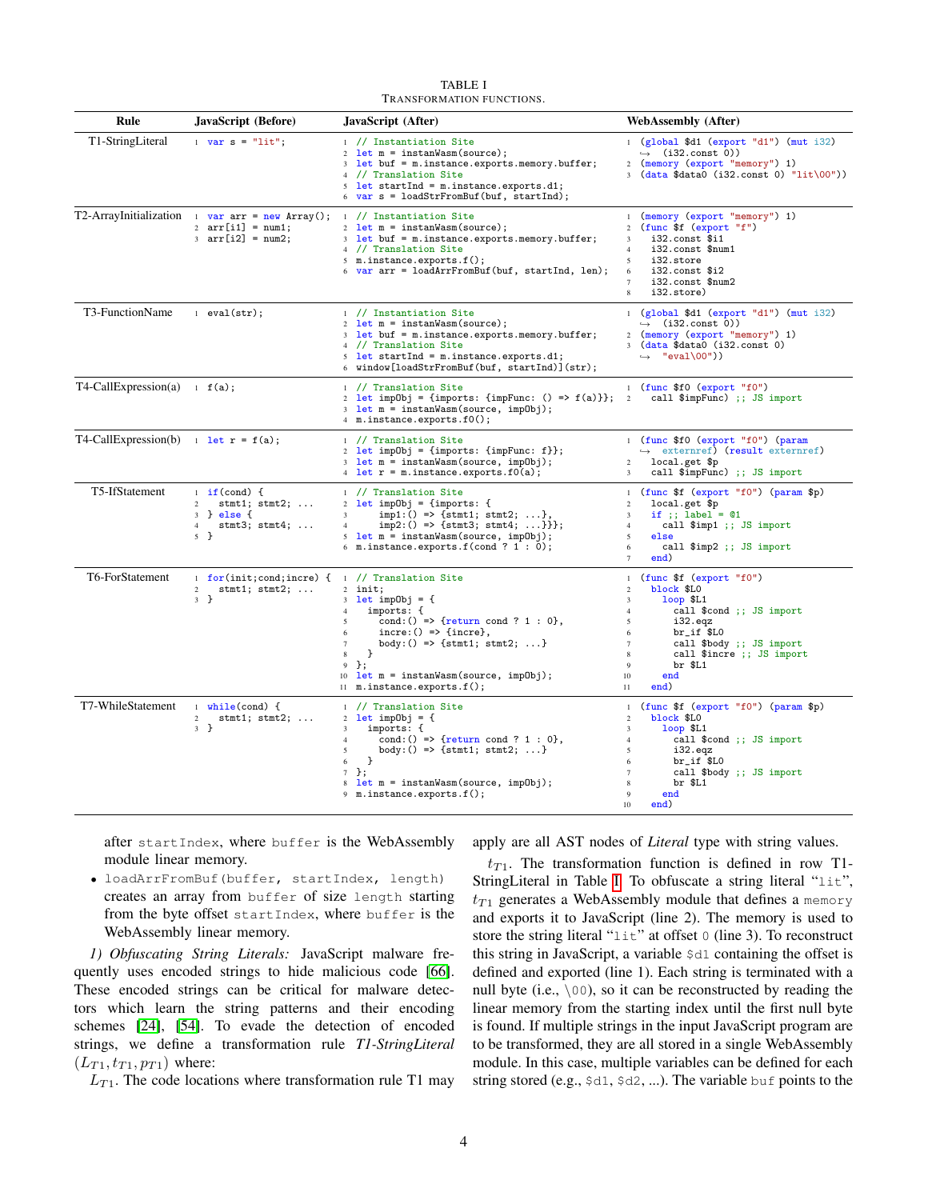TABLE I
TRANSFORMATION FUNCTIONS.

| Rule | JavaScript (Before) | JavaScript (After) | WebAssembly (After) |
|---|---|---|---|
| T1-StringLiteral | `1 var s = "lit";` | `1 // Instantiation Site`<br>`2 let m = instanWasm(source);`<br>`3 let buf = m.instance.exports.memory.buffer;`<br>`4 // Translation Site`<br>`5 let startInd = m.instance.exports.d1;`<br>`6 var s = loadStrFromBuf(buf, startInd);` | `1 (global $d1 (export "d1") (mut i32)`<br>`↪ (i32.const 0))`<br>`2 (memory (export "memory") 1)`<br>`3 (data $data0 (i32.const 0) "lit\00"))` |
| T2-ArrayInitialization | `1 var arr = new Array();`<br>`2 arr[i1] = num1;`<br>`3 arr[i2] = num2;` | `1 // Instantiation Site`<br>`2 let m = instanWasm(source);`<br>`3 let buf = m.instance.exports.memory.buffer;`<br>`4 // Translation Site`<br>`5 m.instance.exports.f();`<br>`6 var arr = loadArrFromBuf(buf, startInd, len);` | `1 (memory (export "memory") 1)`<br>`2 (func $f (export "f")`<br>`3 i32.const $i1`<br>`4 i32.const $num1`<br>`5 i32.store`<br>`6 i32.const $i2`<br>`7 i32.const $num2`<br>`8 i32.store)` |
| T3-FunctionName | `1 eval(str);` | `1 // Instantiation Site`<br>`2 let m = instanWasm(source);`<br>`3 let buf = m.instance.exports.memory.buffer;`<br>`4 // Translation Site`<br>`5 let startInd = m.instance.exports.d1;`<br>`6 window[loadStrFromBuf(buf, startInd)](str);` | `1 (global $d1 (export "d1") (mut i32)`<br>`↪ (i32.const 0))`<br>`2 (memory (export "memory") 1)`<br>`3 (data $data0 (i32.const 0)`<br>`↪ "eval\00"))` |
| T4-CallExpression(a) | `1 f(a);` | `1 // Translation Site`<br>`2 let impObj = {imports: {impFunc: () => f(a)}};`<br>`3 let m = instanWasm(source, impObj);`<br>`4 m.instance.exports.f0();` | `1 (func $f0 (export "f0")`<br>`2 call $impFunc) ;; JS import` |
| T4-CallExpression(b) | `1 let r = f(a);` | `1 // Translation Site`<br>`2 let impObj = {imports: {impFunc: f}};`<br>`3 let m = instanWasm(source, impObj);`<br>`4 let r = m.instance.exports.f0(a);` | `1 (func $f0 (export "f0") (param`<br>`↪ externref) (result externref)`<br>`2 local.get $p`<br>`3 call $impFunc) ;; JS import` |
| T5-IfStatement | `1 if(cond) {`<br>`2 stmt1; stmt2; ...`<br>`3 } else {`<br>`4 stmt3; stmt4; ...`<br>`5 }` | `1 // Translation Site`<br>`2 let impObj = {imports: {`<br>`3 imp1:() => {stmt1; stmt2; ...},`<br>`4 imp2:() => {stmt3; stmt4; ...}}};`<br>`5 let m = instanWasm(source, impObj);`<br>`6 m.instance.exports.f(cond ? 1 : 0);` | `1 (func $f (export "f0") (param $p)`<br>`2 local.get $p`<br>`3 if ;; label = @1`<br>`4 call $imp1 ;; JS import`<br>`5 else`<br>`6 call $imp2 ;; JS import`<br>`7 end)` |
| T6-ForStatement | `1 for(init;cond;incre) {`<br>`2 stmt1; stmt2; ...`<br>`3 }` | `1 // Translation Site`<br>`2 init;`<br>`3 let impObj = {`<br>`4 imports: {`<br>`5 cond:() => {return cond ? 1 : 0},`<br>`6 incre:() => {incre},`<br>`7 body:() => {stmt1; stmt2; ...}`<br>`8 }`<br>`9 };`<br>`10 let m = instanWasm(source, impObj);`<br>`11 m.instance.exports.f();` | `1 (func $f (export "f0")`<br>`2 block $L0`<br>`3 loop $L1`<br>`4 call $cond ;; JS import`<br>`5 i32.eqz`<br>`6 br_if $L0`<br>`7 call $body ;; JS import`<br>`8 call $incre ;; JS import`<br>`9 br $L1`<br>`10 end`<br>`11 end)` |
| T7-WhileStatement | `1 while(cond) {`<br>`2 stmt1; stmt2; ...`<br>`3 }` | `1 // Translation Site`<br>`2 let impObj = {`<br>`3 imports: {`<br>`4 cond:() => {return cond ? 1 : 0},`<br>`5 body:() => {stmt1; stmt2; ...}`<br>`6 }`<br>`7 };`<br>`8 let m = instanWasm(source, impObj);`<br>`9 m.instance.exports.f();` | `1 (func $f (export "f0") (param $p)`<br>`2 block $L0`<br>`3 loop $L1`<br>`4 call $cond ;; JS import`<br>`5 i32.eqz`<br>`6 br_if $L0`<br>`7 call $body ;; JS import`<br>`8 br $L1`<br>`9 end`<br>`10 end)` |

after `startIndex`, where `buffer` is the WebAssembly module linear memory.

- `loadArrFromBuf(buffer, startIndex, length)` creates an array from `buffer` of size `length` starting from the byte offset `startIndex`, where `buffer` is the WebAssembly linear memory.

*1) Obfuscating String Literals:* JavaScript malware frequently uses encoded strings to hide malicious code [66]. These encoded strings can be critical for malware detectors which learn the string patterns and their encoding schemes [24], [54]. To evade the detection of encoded strings, we define a transformation rule *T1-StringLiteral* $(L_{T1}, t_{T1}, p_{T1})$ where:

$L_{T1}$. The code locations where transformation rule T1 may apply are all AST nodes of *Literal* type with string values.

$t_{T1}$. The transformation function is defined in row T1-StringLiteral in Table I. To obfuscate a string literal "`lit`", $t_{T1}$ generates a WebAssembly module that defines a `memory` and exports it to JavaScript (line 2). The memory is used to store the string literal "`lit`" at offset `0` (line 3). To reconstruct this string in JavaScript, a variable `$d1` containing the offset is defined and exported (line 1). Each string is terminated with a null byte (i.e., `\00`), so it can be reconstructed by reading the linear memory from the starting index until the first null byte is found. If multiple strings in the input JavaScript program are to be transformed, they are all stored in a single WebAssembly module. In this case, multiple variables can be defined for each string stored (e.g., `$d1`, `$d2`, ...). The variable `buf` points to the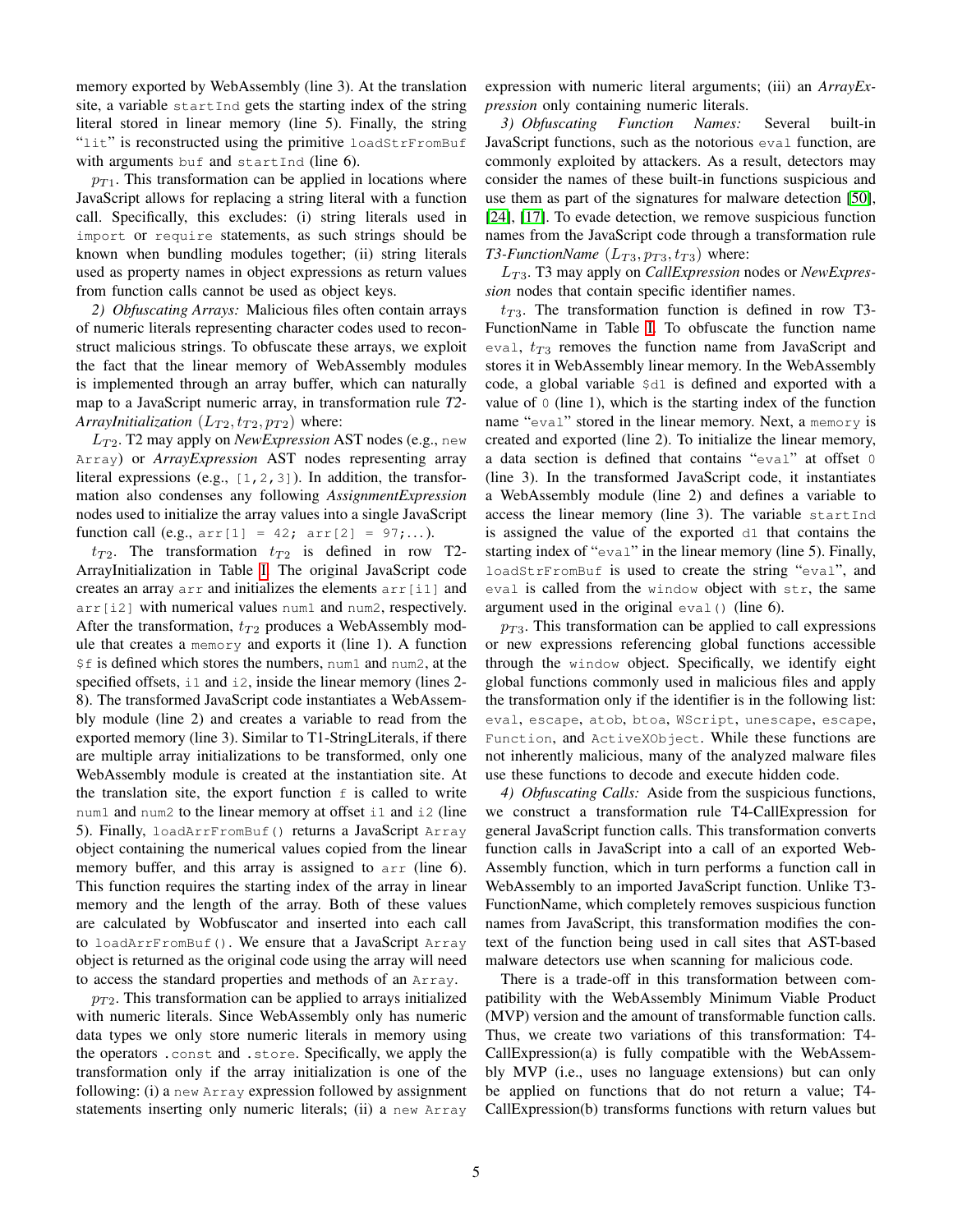memory exported by WebAssembly (line 3). At the translation site, a variable `startInd` gets the starting index of the string literal stored in linear memory (line 5). Finally, the string "`lit`" is reconstructed using the primitive `loadStrFromBuf` with arguments `buf` and `startInd` (line 6).

$p_{T1}$. This transformation can be applied in locations where JavaScript allows for replacing a string literal with a function call. Specifically, this excludes: (i) string literals used in `import` or `require` statements, as such strings should be known when bundling modules together; (ii) string literals used as property names in object expressions as return values from function calls cannot be used as object keys.

*2) Obfuscating Arrays:* Malicious files often contain arrays of numeric literals representing character codes used to reconstruct malicious strings. To obfuscate these arrays, we exploit the fact that the linear memory of WebAssembly modules is implemented through an array buffer, which can naturally map to a JavaScript numeric array, in transformation rule *T2-ArrayInitialization* $(L_{T2}, t_{T2}, p_{T2})$ where:

$L_{T2}$. T2 may apply on *NewExpression* AST nodes (e.g., `new Array`) or *ArrayExpression* AST nodes representing array literal expressions (e.g., `[1,2,3]`). In addition, the transformation also condenses any following *AssignmentExpression* nodes used to initialize the array values into a single JavaScript function call (e.g., `arr[1] = 42; arr[2] = 97;...`).

$t_{T2}$. The transformation $t_{T2}$ is defined in row T2-ArrayInitialization in Table I. The original JavaScript code creates an array `arr` and initializes the elements `arr[i1]` and `arr[i2]` with numerical values `num1` and `num2`, respectively. After the transformation, $t_{T2}$ produces a WebAssembly module that creates a `memory` and exports it (line 1). A function `$f` is defined which stores the numbers, `num1` and `num2`, at the specified offsets, `i1` and `i2`, inside the linear memory (lines 2-8). The transformed JavaScript code instantiates a WebAssembly module (line 2) and creates a variable to read from the exported memory (line 3). Similar to T1-StringLiterals, if there are multiple array initializations to be transformed, only one WebAssembly module is created at the instantiation site. At the translation site, the export function `f` is called to write `num1` and `num2` to the linear memory at offset `i1` and `i2` (line 5). Finally, `loadArrFromBuf()` returns a JavaScript `Array` object containing the numerical values copied from the linear memory buffer, and this array is assigned to `arr` (line 6). This function requires the starting index of the array in linear memory and the length of the array. Both of these values are calculated by Wobfuscator and inserted into each call to `loadArrFromBuf()`. We ensure that a JavaScript `Array` object is returned as the original code using the array will need to access the standard properties and methods of an `Array`.

$p_{T2}$. This transformation can be applied to arrays initialized with numeric literals. Since WebAssembly only has numeric data types we only store numeric literals in memory using the operators `.const` and `.store`. Specifically, we apply the transformation only if the array initialization is one of the following: (i) a `new Array` expression followed by assignment statements inserting only numeric literals; (ii) a `new Array` expression with numeric literal arguments; (iii) an *ArrayExpression* only containing numeric literals.

*3) Obfuscating Function Names:* Several built-in JavaScript functions, such as the notorious `eval` function, are commonly exploited by attackers. As a result, detectors may consider the names of these built-in functions suspicious and use them as part of the signatures for malware detection [50], [24], [17]. To evade detection, we remove suspicious function names from the JavaScript code through a transformation rule *T3-FunctionName* $(L_{T3}, p_{T3}, t_{T3})$ where:

$L_{T3}$. T3 may apply on *CallExpression* nodes or *NewExpression* nodes that contain specific identifier names.

$t_{T3}$. The transformation function is defined in row T3-FunctionName in Table I. To obfuscate the function name `eval`, $t_{T3}$ removes the function name from JavaScript and stores it in WebAssembly linear memory. In the WebAssembly code, a global variable `$d1` is defined and exported with a value of `0` (line 1), which is the starting index of the function name "`eval`" stored in the linear memory. Next, a `memory` is created and exported (line 2). To initialize the linear memory, a data section is defined that contains "`eval`" at offset `0` (line 3). In the transformed JavaScript code, it instantiates a WebAssembly module (line 2) and defines a variable to access the linear memory (line 3). The variable `startInd` is assigned the value of the exported `d1` that contains the starting index of "`eval`" in the linear memory (line 5). Finally, `loadStrFromBuf` is used to create the string "`eval`", and `eval` is called from the `window` object with `str`, the same argument used in the original `eval()` (line 6).

$p_{T3}$. This transformation can be applied to call expressions or new expressions referencing global functions accessible through the `window` object. Specifically, we identify eight global functions commonly used in malicious files and apply the transformation only if the identifier is in the following list: `eval`, `escape`, `atob`, `btoa`, `WScript`, `unescape`, `escape`, `Function`, and `ActiveXObject`. While these functions are not inherently malicious, many of the analyzed malware files use these functions to decode and execute hidden code.

*4) Obfuscating Calls:* Aside from the suspicious functions, we construct a transformation rule T4-CallExpression for general JavaScript function calls. This transformation converts function calls in JavaScript into a call of an exported WebAssembly function, which in turn performs a function call in WebAssembly to an imported JavaScript function. Unlike T3-FunctionName, which completely removes suspicious function names from JavaScript, this transformation modifies the context of the function being used in call sites that AST-based malware detectors use when scanning for malicious code.

There is a trade-off in this transformation between compatibility with the WebAssembly Minimum Viable Product (MVP) version and the amount of transformable function calls. Thus, we create two variations of this transformation: T4-CallExpression(a) is fully compatible with the WebAssembly MVP (i.e., uses no language extensions) but can only be applied on functions that do not return a value; T4-CallExpression(b) transforms functions with return values but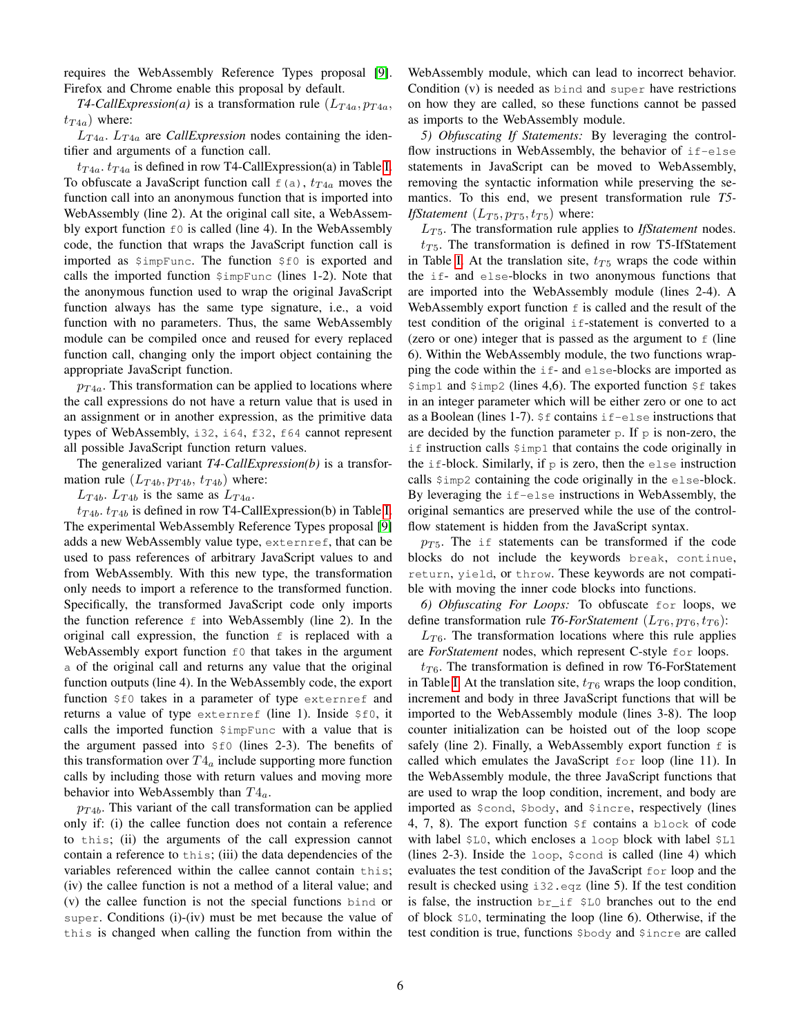requires the WebAssembly Reference Types proposal [9]. Firefox and Chrome enable this proposal by default.

*T4-CallExpression(a)* is a transformation rule $(L_{T4a}, p_{T4a}, t_{T4a})$ where:

$L_{T4a}$. $L_{T4a}$ are *CallExpression* nodes containing the identifier and arguments of a function call.

$t_{T4a}$. $t_{T4a}$ is defined in row T4-CallExpression(a) in Table I. To obfuscate a JavaScript function call `f(a)`, $t_{T4a}$ moves the function call into an anonymous function that is imported into WebAssembly (line 2). At the original call site, a WebAssembly export function `f0` is called (line 4). In the WebAssembly code, the function that wraps the JavaScript function call is imported as `$impFunc`. The function `$f0` is exported and calls the imported function `$impFunc` (lines 1-2). Note that the anonymous function used to wrap the original JavaScript function always has the same type signature, i.e., a void function with no parameters. Thus, the same WebAssembly module can be compiled once and reused for every replaced function call, changing only the import object containing the appropriate JavaScript function.

$p_{T4a}$. This transformation can be applied to locations where the call expressions do not have a return value that is used in an assignment or in another expression, as the primitive data types of WebAssembly, `i32`, `i64`, `f32`, `f64` cannot represent all possible JavaScript function return values.

The generalized variant *T4-CallExpression(b)* is a transformation rule $(L_{T4b}, p_{T4b}, t_{T4b})$ where:

$L_{T4b}$. $L_{T4b}$ is the same as $L_{T4a}$.

$t_{T4b}$. $t_{T4b}$ is defined in row T4-CallExpression(b) in Table I. The experimental WebAssembly Reference Types proposal [9] adds a new WebAssembly value type, `externref`, that can be used to pass references of arbitrary JavaScript values to and from WebAssembly. With this new type, the transformation only needs to import a reference to the transformed function. Specifically, the transformed JavaScript code only imports the function reference `f` into WebAssembly (line 2). In the original call expression, the function `f` is replaced with a WebAssembly export function `f0` that takes in the argument `a` of the original call and returns any value that the original function outputs (line 4). In the WebAssembly code, the export function `$f0` takes in a parameter of type `externref` and returns a value of type `externref` (line 1). Inside `$f0`, it calls the imported function `$impFunc` with a value that is the argument passed into `$f0` (lines 2-3). The benefits of this transformation over $T4_a$ include supporting more function calls by including those with return values and moving more behavior into WebAssembly than $T4_a$.

$p_{T4b}$. This variant of the call transformation can be applied only if: (i) the callee function does not contain a reference to `this`; (ii) the arguments of the call expression cannot contain a reference to `this`; (iii) the data dependencies of the variables referenced within the callee cannot contain `this`; (iv) the callee function is not a method of a literal value; and (v) the callee function is not the special functions `bind` or `super`. Conditions (i)-(iv) must be met because the value of `this` is changed when calling the function from within the WebAssembly module, which can lead to incorrect behavior. Condition (v) is needed as `bind` and `super` have restrictions on how they are called, so these functions cannot be passed as imports to the WebAssembly module.

*5) Obfuscating If Statements:* By leveraging the control-flow instructions in WebAssembly, the behavior of `if-else` statements in JavaScript can be moved to WebAssembly, removing the syntactic information while preserving the semantics. To this end, we present transformation rule *T5-IfStatement* $(L_{T5}, p_{T5}, t_{T5})$ where:

$L_{T5}$. The transformation rule applies to *IfStatement* nodes.

$t_{T5}$. The transformation is defined in row T5-IfStatement in Table I. At the translation site, $t_{T5}$ wraps the code within the `if-` and `else`-blocks in two anonymous functions that are imported into the WebAssembly module (lines 2-4). A WebAssembly export function `f` is called and the result of the test condition of the original `if`-statement is converted to a (zero or one) integer that is passed as the argument to `f` (line 6). Within the WebAssembly module, the two functions wrapping the code within the `if-` and `else`-blocks are imported as `$imp1` and `$imp2` (lines 4,6). The exported function `$f` takes in an integer parameter which will be either zero or one to act as a Boolean (lines 1-7). `$f` contains `if-else` instructions that are decided by the function parameter `p`. If `p` is non-zero, the `if` instruction calls `$imp1` that contains the code originally in the `if`-block. Similarly, if `p` is zero, then the `else` instruction calls `$imp2` containing the code originally in the `else`-block. By leveraging the `if-else` instructions in WebAssembly, the original semantics are preserved while the use of the control-flow statement is hidden from the JavaScript syntax.

$p_{T5}$. The `if` statements can be transformed if the code blocks do not include the keywords `break`, `continue`, `return`, `yield`, or `throw`. These keywords are not compatible with moving the inner code blocks into functions.

*6) Obfuscating For Loops:* To obfuscate `for` loops, we define transformation rule *T6-ForStatement* $(L_{T6}, p_{T6}, t_{T6})$:

$L_{T6}$. The transformation locations where this rule applies are *ForStatement* nodes, which represent C-style `for` loops.

$t_{T6}$. The transformation is defined in row T6-ForStatement in Table I. At the translation site, $t_{T6}$ wraps the loop condition, increment and body in three JavaScript functions that will be imported to the WebAssembly module (lines 3-8). The loop counter initialization can be hoisted out of the loop scope safely (line 2). Finally, a WebAssembly export function `f` is called which emulates the JavaScript `for` loop (line 11). In the WebAssembly module, the three JavaScript functions that are used to wrap the loop condition, increment, and body are imported as `$cond`, `$body`, and `$incre`, respectively (lines 4, 7, 8). The export function `$f` contains a `block` of code with label `$L0`, which encloses a `loop` block with label `$L1` (lines 2-3). Inside the `loop`, `$cond` is called (line 4) which evaluates the test condition of the JavaScript `for` loop and the result is checked using `i32.eqz` (line 5). If the test condition is false, the instruction `br_if $L0` branches out to the end of block `$L0`, terminating the loop (line 6). Otherwise, if the test condition is true, functions `$body` and `$incre` are called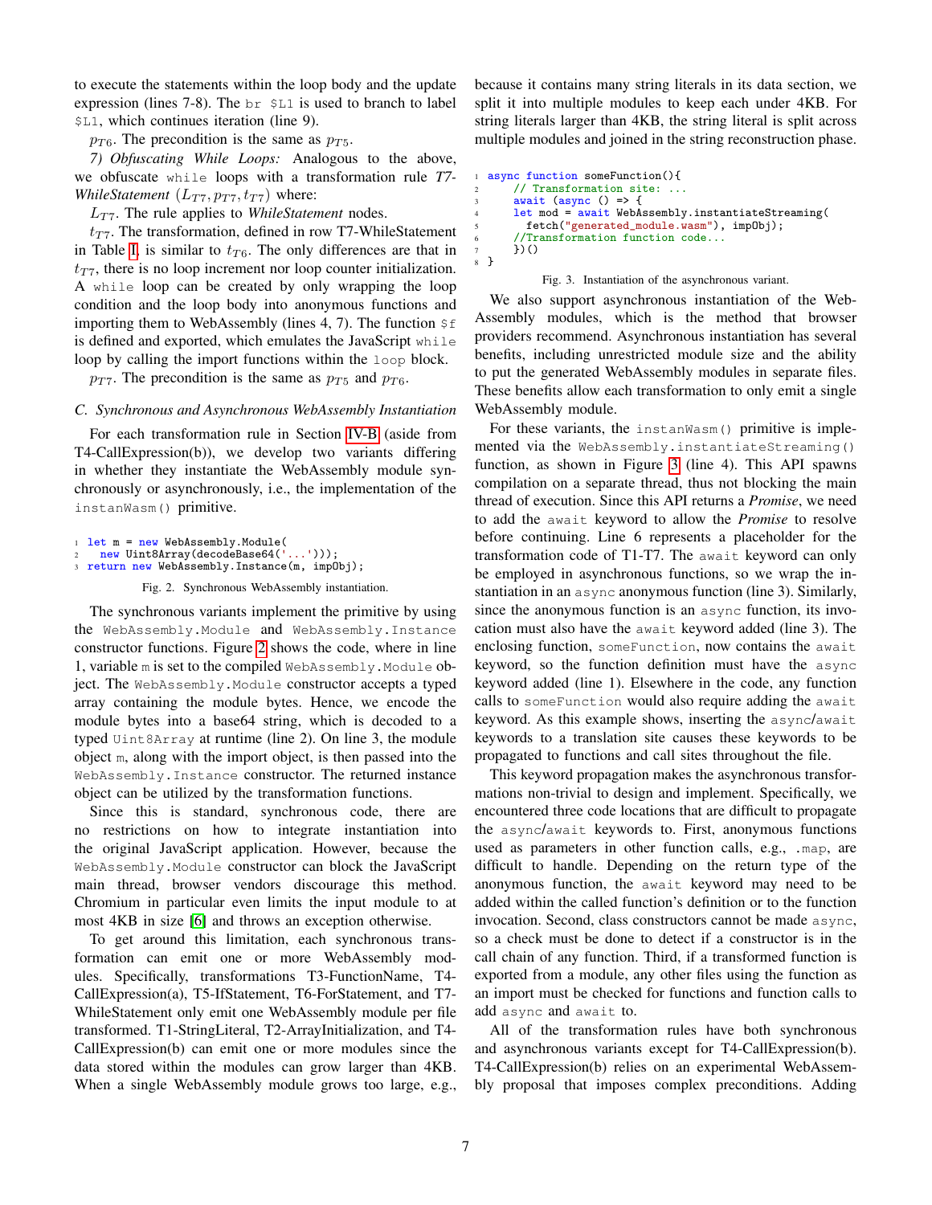to execute the statements within the loop body and the update expression (lines 7-8). The `br $L1` is used to branch to label `$L1`, which continues iteration (line 9).

$p_{T6}$. The precondition is the same as $p_{T5}$.

*7) Obfuscating While Loops:* Analogous to the above, we obfuscate `while` loops with a transformation rule *T7-WhileStatement* $(L_{T7}, p_{T7}, t_{T7})$ where:

$L_{T7}$. The rule applies to *WhileStatement* nodes.

$t_{T7}$. The transformation, defined in row T7-WhileStatement in Table I, is similar to $t_{T6}$. The only differences are that in $t_{T7}$, there is no loop increment nor loop counter initialization. A `while` loop can be created by only wrapping the loop condition and the loop body into anonymous functions and importing them to WebAssembly (lines 4, 7). The function `$f` is defined and exported, which emulates the JavaScript `while` loop by calling the import functions within the `loop` block.

$p_{T7}$. The precondition is the same as $p_{T5}$ and $p_{T6}$.

### C. Synchronous and Asynchronous WebAssembly Instantiation

For each transformation rule in Section IV-B (aside from T4-CallExpression(b)), we develop two variants differing in whether they instantiate the WebAssembly module synchronously or asynchronously, i.e., the implementation of the `instanWasm()` primitive.

```
1 let m = new WebAssembly.Module(
2   new Uint8Array(decodeBase64('...')));
3 return new WebAssembly.Instance(m, impObj);
```

Fig. 2. Synchronous WebAssembly instantiation.

The synchronous variants implement the primitive by using the `WebAssembly.Module` and `WebAssembly.Instance` constructor functions. Figure 2 shows the code, where in line 1, variable `m` is set to the compiled `WebAssembly.Module` object. The `WebAssembly.Module` constructor accepts a typed array containing the module bytes. Hence, we encode the module bytes into a base64 string, which is decoded to a typed `Uint8Array` at runtime (line 2). On line 3, the module object `m`, along with the import object, is then passed into the `WebAssembly.Instance` constructor. The returned instance object can be utilized by the transformation functions.

Since this is standard, synchronous code, there are no restrictions on how to integrate instantiation into the original JavaScript application. However, because the `WebAssembly.Module` constructor can block the JavaScript main thread, browser vendors discourage this method. Chromium in particular even limits the input module to at most 4KB in size [6] and throws an exception otherwise.

To get around this limitation, each synchronous transformation can emit one or more WebAssembly modules. Specifically, transformations T3-FunctionName, T4-CallExpression(a), T5-IfStatement, T6-ForStatement, and T7-WhileStatement only emit one WebAssembly module per file transformed. T1-StringLiteral, T2-ArrayInitialization, and T4-CallExpression(b) can emit one or more modules since the data stored within the modules can grow larger than 4KB. When a single WebAssembly module grows too large, e.g., because it contains many string literals in its data section, we split it into multiple modules to keep each under 4KB. For string literals larger than 4KB, the string literal is split across multiple modules and joined in the string reconstruction phase.

```
1 async function someFunction(){
2     // Transformation site: ...
3     await (async () => {
4     let mod = await WebAssembly.instantiateStreaming(
5       fetch("generated_module.wasm"), impObj);
6     //Transformation function code...
7     })()
8 }
```

Fig. 3. Instantiation of the asynchronous variant.

We also support asynchronous instantiation of the WebAssembly modules, which is the method that browser providers recommend. Asynchronous instantiation has several benefits, including unrestricted module size and the ability to put the generated WebAssembly modules in separate files. These benefits allow each transformation to only emit a single WebAssembly module.

For these variants, the `instanWasm()` primitive is implemented via the `WebAssembly.instantiateStreaming()` function, as shown in Figure 3 (line 4). This API spawns compilation on a separate thread, thus not blocking the main thread of execution. Since this API returns a *Promise*, we need to add the `await` keyword to allow the *Promise* to resolve before continuing. Line 6 represents a placeholder for the transformation code of T1-T7. The `await` keyword can only be employed in asynchronous functions, so we wrap the instantiation in an `async` anonymous function (line 3). Similarly, since the anonymous function is an `async` function, its invocation must also have the `await` keyword added (line 3). The enclosing function, `someFunction`, now contains the `await` keyword, so the function definition must have the `async` keyword added (line 1). Elsewhere in the code, any function calls to `someFunction` would also require adding the `await` keyword. As this example shows, inserting the `async`/`await` keywords to a translation site causes these keywords to be propagated to functions and call sites throughout the file.

This keyword propagation makes the asynchronous transformations non-trivial to design and implement. Specifically, we encountered three code locations that are difficult to propagate the `async`/`await` keywords to. First, anonymous functions used as parameters in other function calls, e.g., `.map`, are difficult to handle. Depending on the return type of the anonymous function, the `await` keyword may need to be added within the called function's definition or to the function invocation. Second, class constructors cannot be made `async`, so a check must be done to detect if a constructor is in the call chain of any function. Third, if a transformed function is exported from a module, any other files using the function as an import must be checked for functions and function calls to add `async` and `await` to.

All of the transformation rules have both synchronous and asynchronous variants except for T4-CallExpression(b). T4-CallExpression(b) relies on an experimental WebAssembly proposal that imposes complex preconditions. Adding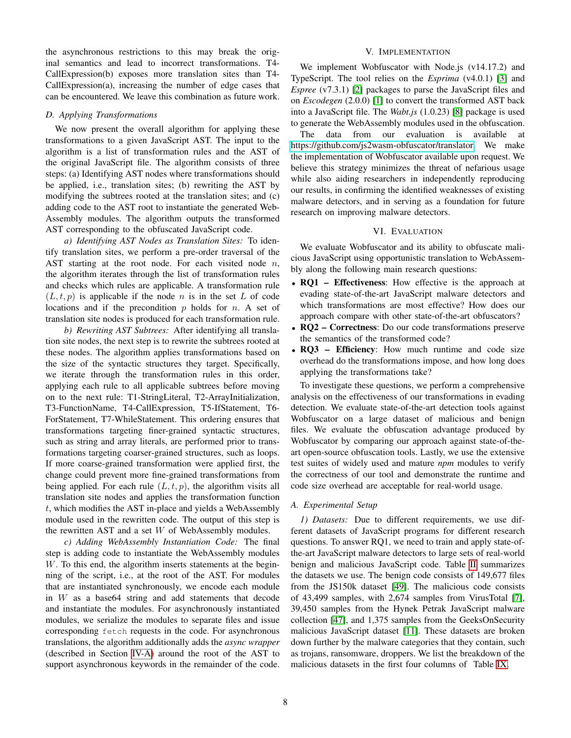the asynchronous restrictions to this may break the original semantics and lead to incorrect transformations. T4-CallExpression(b) exposes more translation sites than T4-CallExpression(a), increasing the number of edge cases that can be encountered. We leave this combination as future work.

### D. Applying Transformations

We now present the overall algorithm for applying these transformations to a given JavaScript AST. The input to the algorithm is a list of transformation rules and the AST of the original JavaScript file. The algorithm consists of three steps: (a) Identifying AST nodes where transformations should be applied, i.e., translation sites; (b) rewriting the AST by modifying the subtrees rooted at the translation sites; and (c) adding code to the AST root to instantiate the generated WebAssembly modules. The algorithm outputs the transformed AST corresponding to the obfuscated JavaScript code.

*a) Identifying AST Nodes as Translation Sites:* To identify translation sites, we perform a pre-order traversal of the AST starting at the root node. For each visited node $n$, the algorithm iterates through the list of transformation rules and checks which rules are applicable. A transformation rule $(L, t, p)$ is applicable if the node $n$ is in the set $L$ of code locations and if the precondition $p$ holds for $n$. A set of translation site nodes is produced for each transformation rule.

*b) Rewriting AST Subtrees:* After identifying all translation site nodes, the next step is to rewrite the subtrees rooted at these nodes. The algorithm applies transformations based on the size of the syntactic structures they target. Specifically, we iterate through the transformation rules in this order, applying each rule to all applicable subtrees before moving on to the next rule: T1-StringLiteral, T2-ArrayInitialization, T3-FunctionName, T4-CallExpression, T5-IfStatement, T6-ForStatement, T7-WhileStatement. This ordering ensures that transformations targeting finer-grained syntactic structures, such as string and array literals, are performed prior to transformations targeting coarser-grained structures, such as loops. If more coarse-grained transformation were applied first, the change could prevent more fine-grained transformations from being applied. For each rule $(L, t, p)$, the algorithm visits all translation site nodes and applies the transformation function $t$, which modifies the AST in-place and yields a WebAssembly module used in the rewritten code. The output of this step is the rewritten AST and a set $W$ of WebAssembly modules.

*c) Adding WebAssembly Instantiation Code:* The final step is adding code to instantiate the WebAssembly modules $W$. To this end, the algorithm inserts statements at the beginning of the script, i.e., at the root of the AST. For modules that are instantiated synchronously, we encode each module in $W$ as a base64 string and add statements that decode and instantiate the modules. For asynchronously instantiated modules, we serialize the modules to separate files and issue corresponding `fetch` requests in the code. For asynchronous translations, the algorithm additionally adds the *async wrapper* (described in Section IV-A) around the root of the AST to support asynchronous keywords in the remainder of the code.

## V. Implementation

We implement Wobfuscator with Node.js (v14.17.2) and TypeScript. The tool relies on the *Esprima* (v4.0.1) [3] and *Espree* (v7.3.1) [2] packages to parse the JavaScript files and on *Escodegen* (2.0.0) [1] to convert the transformed AST back into a JavaScript file. The *Wabt.js* (1.0.23) [8] package is used to generate the WebAssembly modules used in the obfuscation.

The data from our evaluation is available at https://github.com/js2wasm-obfuscator/translator. We make the implementation of Wobfuscator available upon request. We believe this strategy minimizes the threat of nefarious usage while also aiding researchers in independently reproducing our results, in confirming the identified weaknesses of existing malware detectors, and in serving as a foundation for future research on improving malware detectors.

## VI. Evaluation

We evaluate Wobfuscator and its ability to obfuscate malicious JavaScript using opportunistic translation to WebAssembly along the following main research questions:

- **RQ1 – Effectiveness**: How effective is the approach at evading state-of-the-art JavaScript malware detectors and which transformations are most effective? How does our approach compare with other state-of-the-art obfuscators?
- **RQ2 – Correctness**: Do our code transformations preserve the semantics of the transformed code?
- **RQ3 – Efficiency**: How much runtime and code size overhead do the transformations impose, and how long does applying the transformations take?

To investigate these questions, we perform a comprehensive analysis on the effectiveness of our transformations in evading detection. We evaluate state-of-the-art detection tools against Wobfuscator on a large dataset of malicious and benign files. We evaluate the obfuscation advantage produced by Wobfuscator by comparing our approach against state-of-the-art open-source obfuscation tools. Lastly, we use the extensive test suites of widely used and mature *npm* modules to verify the correctness of our tool and demonstrate the runtime and code size overhead are acceptable for real-world usage.

### A. Experimental Setup

*1) Datasets:* Due to different requirements, we use different datasets of JavaScript programs for different research questions. To answer RQ1, we need to train and apply state-of-the-art JavaScript malware detectors to large sets of real-world benign and malicious JavaScript code. Table II summarizes the datasets we use. The benign code consists of 149,677 files from the JS150k dataset [49]. The malicious code consists of 43,499 samples, with 2,674 samples from VirusTotal [7], 39,450 samples from the Hynek Petrak JavaScript malware collection [47], and 1,375 samples from the GeeksOnSecurity malicious JavaScript dataset [11]. These datasets are broken down further by the malware categories that they contain, such as trojans, ransomware, droppers. We list the breakdown of the malicious datasets in the first four columns of Table IX.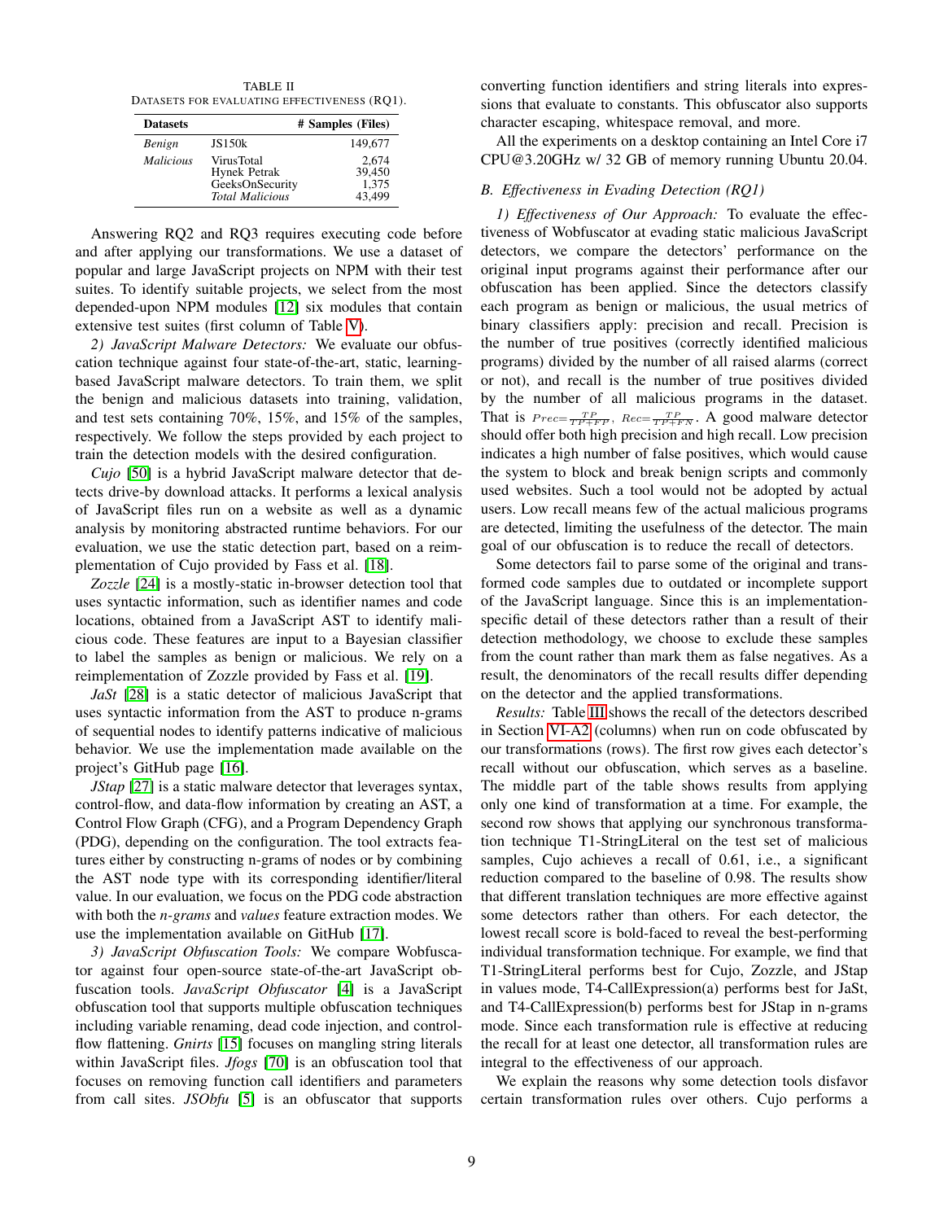TABLE II
DATASETS FOR EVALUATING EFFECTIVENESS (RQ1).

| Datasets | | # Samples (Files) |
|---|---|---|
| *Benign* | JS150k | 149,677 |
| *Malicious* | VirusTotal | 2,674 |
| | Hynek Petrak | 39,450 |
| | GeeksOnSecurity | 1,375 |
| | *Total Malicious* | 43,499 |

Answering RQ2 and RQ3 requires executing code before and after applying our transformations. We use a dataset of popular and large JavaScript projects on NPM with their test suites. To identify suitable projects, we select from the most depended-upon NPM modules [12] six modules that contain extensive test suites (first column of Table V).

*2) JavaScript Malware Detectors:* We evaluate our obfuscation technique against four state-of-the-art, static, learning-based JavaScript malware detectors. To train them, we split the benign and malicious datasets into training, validation, and test sets containing 70%, 15%, and 15% of the samples, respectively. We follow the steps provided by each project to train the detection models with the desired configuration.

*Cujo* [50] is a hybrid JavaScript malware detector that detects drive-by download attacks. It performs a lexical analysis of JavaScript files run on a website as well as a dynamic analysis by monitoring abstracted runtime behaviors. For our evaluation, we use the static detection part, based on a reimplementation of Cujo provided by Fass et al. [18].

*Zozzle* [24] is a mostly-static in-browser detection tool that uses syntactic information, such as identifier names and code locations, obtained from a JavaScript AST to identify malicious code. These features are input to a Bayesian classifier to label the samples as benign or malicious. We rely on a reimplementation of Zozzle provided by Fass et al. [19].

*JaSt* [28] is a static detector of malicious JavaScript that uses syntactic information from the AST to produce n-grams of sequential nodes to identify patterns indicative of malicious behavior. We use the implementation made available on the project's GitHub page [16].

*JStap* [27] is a static malware detector that leverages syntax, control-flow, and data-flow information by creating an AST, a Control Flow Graph (CFG), and a Program Dependency Graph (PDG), depending on the configuration. The tool extracts features either by constructing n-grams of nodes or by combining the AST node type with its corresponding identifier/literal value. In our evaluation, we focus on the PDG code abstraction with both the *n-grams* and *values* feature extraction modes. We use the implementation available on GitHub [17].

*3) JavaScript Obfuscation Tools:* We compare Wobfuscator against four open-source state-of-the-art JavaScript obfuscation tools. *JavaScript Obfuscator* [4] is a JavaScript obfuscation tool that supports multiple obfuscation techniques including variable renaming, dead code injection, and control-flow flattening. *Gnirts* [15] focuses on mangling string literals within JavaScript files. *Jfogs* [70] is an obfuscation tool that focuses on removing function call identifiers and parameters from call sites. *JSObfu* [5] is an obfuscator that supports converting function identifiers and string literals into expressions that evaluate to constants. This obfuscator also supports character escaping, whitespace removal, and more.

All the experiments on a desktop containing an Intel Core i7 CPU@3.20GHz w/ 32 GB of memory running Ubuntu 20.04.

### B. Effectiveness in Evading Detection (RQ1)

*1) Effectiveness of Our Approach:* To evaluate the effectiveness of Wobfuscator at evading static malicious JavaScript detectors, we compare the detectors' performance on the original input programs against their performance after our obfuscation has been applied. Since the detectors classify each program as benign or malicious, the usual metrics of binary classifiers apply: precision and recall. Precision is the number of true positives (correctly identified malicious programs) divided by the number of all raised alarms (correct or not), and recall is the number of true positives divided by the number of all malicious programs in the dataset. That is $Prec = \frac{TP}{TP+FP}$, $Rec = \frac{TP}{TP+FN}$. A good malware detector should offer both high precision and high recall. Low precision indicates a high number of false positives, which would cause the system to block and break benign scripts and commonly used websites. Such a tool would not be adopted by actual users. Low recall means few of the actual malicious programs are detected, limiting the usefulness of the detector. The main goal of our obfuscation is to reduce the recall of detectors.

Some detectors fail to parse some of the original and transformed code samples due to outdated or incomplete support of the JavaScript language. Since this is an implementation-specific detail of these detectors rather than a result of their detection methodology, we choose to exclude these samples from the count rather than mark them as false negatives. As a result, the denominators of the recall results differ depending on the detector and the applied transformations.

*Results:* Table III shows the recall of the detectors described in Section VI-A2 (columns) when run on code obfuscated by our transformations (rows). The first row gives each detector's recall without our obfuscation, which serves as a baseline. The middle part of the table shows results from applying only one kind of transformation at a time. For example, the second row shows that applying our synchronous transformation technique T1-StringLiteral on the test set of malicious samples, Cujo achieves a recall of 0.61, i.e., a significant reduction compared to the baseline of 0.98. The results show that different translation techniques are more effective against some detectors rather than others. For each detector, the lowest recall score is bold-faced to reveal the best-performing individual transformation technique. For example, we find that T1-StringLiteral performs best for Cujo, Zozzle, and JStap in values mode, T4-CallExpression(a) performs best for JaSt, and T4-CallExpression(b) performs best for JStap in n-grams mode. Since each transformation rule is effective at reducing the recall for at least one detector, all transformation rules are integral to the effectiveness of our approach.

We explain the reasons why some detection tools disfavor certain transformation rules over others. Cujo performs a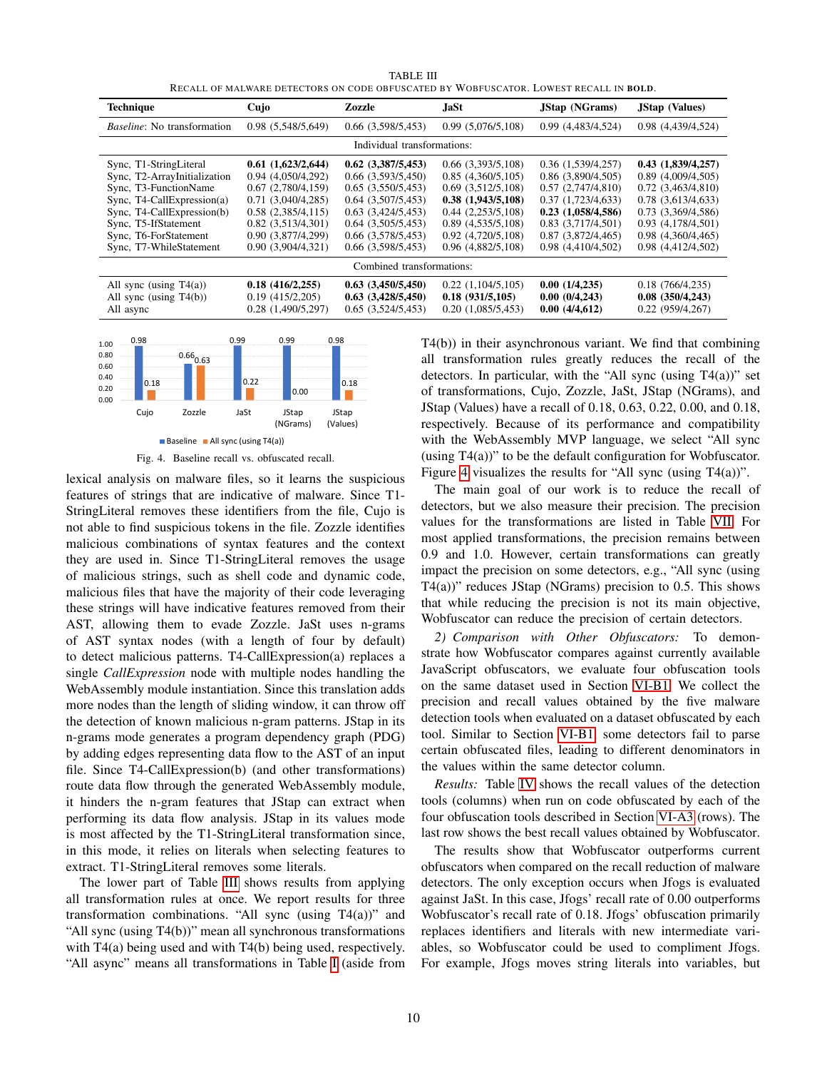TABLE III

RECALL OF MALWARE DETECTORS ON CODE OBFUSCATED BY WOBFUSCATOR. LOWEST RECALL IN **BOLD**.

| Technique | Cujo | Zozzle | JaSt | JStap (NGrams) | JStap (Values) |
|---|---|---|---|---|---|
| *Baseline*: No transformation | 0.98 (5,548/5,649) | 0.66 (3,598/5,453) | 0.99 (5,076/5,108) | 0.99 (4,483/4,524) | 0.98 (4,439/4,524) |
| Individual transformations: | | | | | |
| Sync, T1-StringLiteral | **0.61 (1,623/2,644)** | **0.62 (3,387/5,453)** | 0.66 (3,393/5,108) | 0.36 (1,539/4,257) | **0.43 (1,839/4,257)** |
| Sync, T2-ArrayInitialization | 0.94 (4,050/4,292) | 0.66 (3,593/5,450) | 0.85 (4,360/5,105) | 0.86 (3,890/4,505) | 0.89 (4,009/4,505) |
| Sync, T3-FunctionName | 0.67 (2,780/4,159) | 0.65 (3,550/5,453) | 0.69 (3,512/5,108) | 0.57 (2,747/4,810) | 0.72 (3,463/4,810) |
| Sync, T4-CallExpression(a) | 0.71 (3,040/4,285) | 0.64 (3,507/5,453) | **0.38 (1,943/5,108)** | 0.37 (1,723/4,633) | 0.78 (3,613/4,633) |
| Sync, T4-CallExpression(b) | 0.58 (2,385/4,115) | 0.63 (3,424/5,453) | 0.44 (2,253/5,108) | **0.23 (1,058/4,586)** | 0.73 (3,369/4,586) |
| Sync, T5-IfStatement | 0.82 (3,513/4,301) | 0.64 (3,505/5,453) | 0.89 (4,535/5,108) | 0.83 (3,717/4,501) | 0.93 (4,178/4,501) |
| Sync, T6-ForStatement | 0.90 (3,877/4,299) | 0.66 (3,578/5,453) | 0.92 (4,720/5,108) | 0.87 (3,872/4,465) | 0.98 (4,360/4,465) |
| Sync, T7-WhileStatement | 0.90 (3,904/4,321) | 0.66 (3,598/5,453) | 0.96 (4,882/5,108) | 0.98 (4,410/4,502) | 0.98 (4,412/4,502) |
| Combined transformations: | | | | | |
| All sync (using T4(a)) | **0.18 (416/2,255)** | **0.63 (3,450/5,450)** | 0.22 (1,104/5,105) | **0.00 (1/4,235)** | 0.18 (766/4,235) |
| All sync (using T4(b)) | 0.19 (415/2,205) | **0.63 (3,428/5,450)** | **0.18 (931/5,105)** | **0.00 (0/4,243)** | **0.08 (350/4,243)** |
| All async | 0.28 (1,490/5,297) | 0.65 (3,524/5,453) | 0.20 (1,085/5,453) | **0.00 (4/4,612)** | 0.22 (959/4,267) |

1.00
0.80
0.60
0.40
0.20
0.00

0.98 0.18 0.66 0.63 0.99 0.22 0.99 0.00 0.98 0.18

Cujo Zozzle JaSt JStap (NGrams) JStap (Values)

Baseline All sync (using T4(a))

Fig. 4. Baseline recall vs. obfuscated recall.

lexical analysis on malware files, so it learns the suspicious features of strings that are indicative of malware. Since T1-StringLiteral removes these identifiers from the file, Cujo is not able to find suspicious tokens in the file. Zozzle identifies malicious combinations of syntax features and the context they are used in. Since T1-StringLiteral removes the usage of malicious strings, such as shell code and dynamic code, malicious files that have the majority of their code leveraging these strings will have indicative features removed from their AST, allowing them to evade Zozzle. JaSt uses n-grams of AST syntax nodes (with a length of four by default) to detect malicious patterns. T4-CallExpression(a) replaces a single *CallExpression* node with multiple nodes handling the WebAssembly module instantiation. Since this translation adds more nodes than the length of sliding window, it can throw off the detection of known malicious n-gram patterns. JStap in its n-grams mode generates a program dependency graph (PDG) by adding edges representing data flow to the AST of an input file. Since T4-CallExpression(b) (and other transformations) route data flow through the generated WebAssembly module, it hinders the n-gram features that JStap can extract when performing its data flow analysis. JStap in its values mode is most affected by the T1-StringLiteral transformation since, in this mode, it relies on literals when selecting features to extract. T1-StringLiteral removes some literals.

The lower part of Table III shows results from applying all transformation rules at once. We report results for three transformation combinations. "All sync (using T4(a))" and "All sync (using T4(b))" mean all synchronous transformations with T4(a) being used and with T4(b) being used, respectively. "All async" means all transformations in Table I (aside from T4(b)) in their asynchronous variant. We find that combining all transformation rules greatly reduces the recall of the detectors. In particular, with the "All sync (using T4(a))" set of transformations, Cujo, Zozzle, JaSt, JStap (NGrams), and JStap (Values) have a recall of 0.18, 0.63, 0.22, 0.00, and 0.18, respectively. Because of its performance and compatibility with the WebAssembly MVP language, we select "All sync (using T4(a))" to be the default configuration for Wobfuscator. Figure 4 visualizes the results for "All sync (using T4(a))".

The main goal of our work is to reduce the recall of detectors, but we also measure their precision. The precision values for the transformations are listed in Table VII. For most applied transformations, the precision remains between 0.9 and 1.0. However, certain transformations can greatly impact the precision on some detectors, e.g., "All sync (using T4(a))" reduces JStap (NGrams) precision to 0.5. This shows that while reducing the precision is not its main objective, Wobfuscator can reduce the precision of certain detectors.

*2) Comparison with Other Obfuscators:* To demonstrate how Wobfuscator compares against currently available JavaScript obfuscators, we evaluate four obfuscation tools on the same dataset used in Section VI-B1. We collect the precision and recall values obtained by the five malware detection tools when evaluated on a dataset obfuscated by each tool. Similar to Section VI-B1, some detectors fail to parse certain obfuscated files, leading to different denominators in the values within the same detector column.

*Results:* Table IV shows the recall values of the detection tools (columns) when run on code obfuscated by each of the four obfuscation tools described in Section VI-A3 (rows). The last row shows the best recall values obtained by Wobfuscator.

The results show that Wobfuscator outperforms current obfuscators when compared on the recall reduction of malware detectors. The only exception occurs when Jfogs is evaluated against JaSt. In this case, Jfogs' recall rate of 0.00 outperforms Wobfuscator's recall rate of 0.18. Jfogs' obfuscation primarily replaces identifiers and literals with new intermediate variables, so Wobfuscator could be used to compliment Jfogs. For example, Jfogs moves string literals into variables, but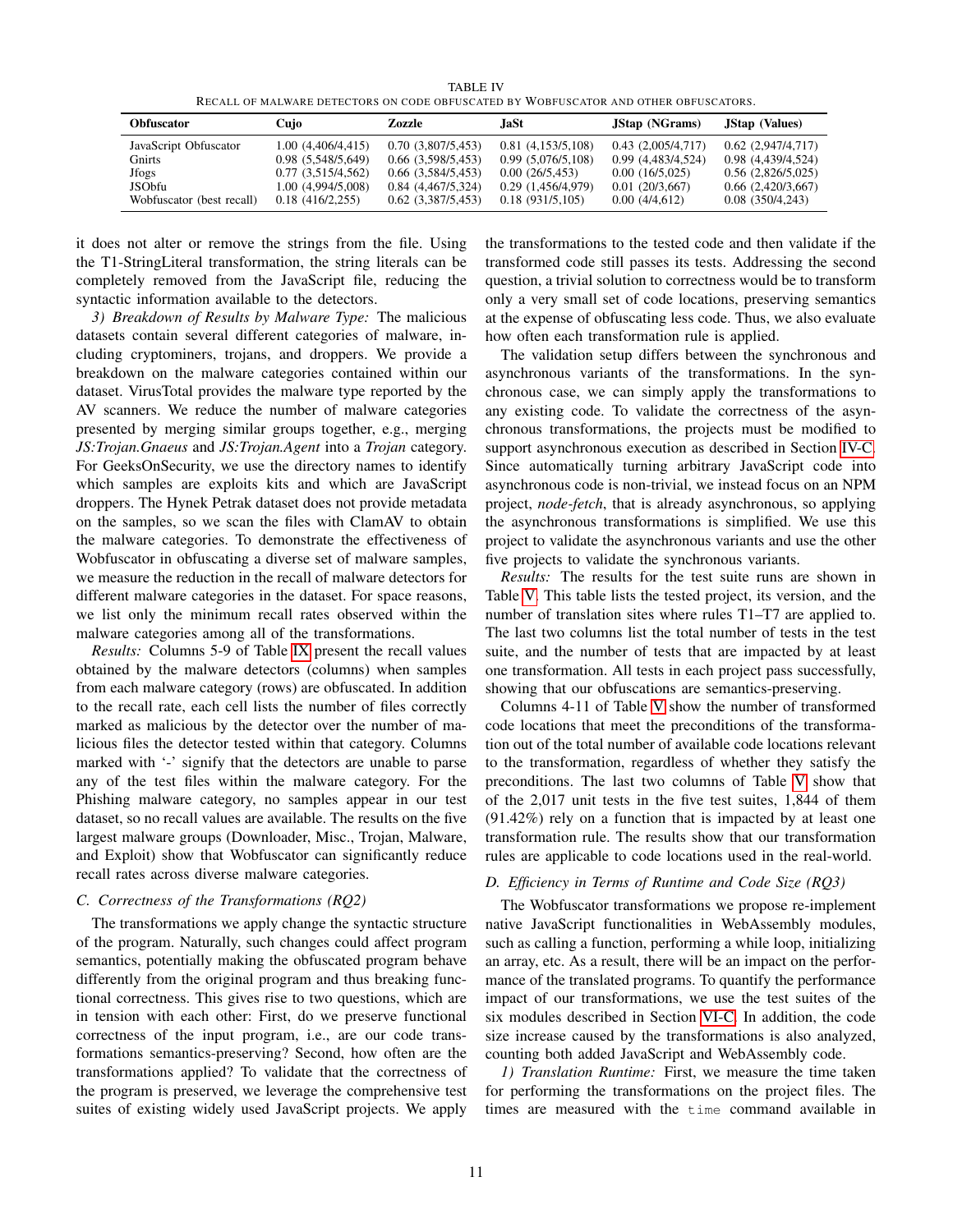TABLE IV
RECALL OF MALWARE DETECTORS ON CODE OBFUSCATED BY WOBFUSCATOR AND OTHER OBFUSCATORS.

| Obfuscator | Cujo | Zozzle | JaSt | JStap (NGrams) | JStap (Values) |
|---|---|---|---|---|---|
| JavaScript Obfuscator | 1.00 (4,406/4,415) | 0.70 (3,807/5,453) | 0.81 (4,153/5,108) | 0.43 (2,005/4,717) | 0.62 (2,947/4,717) |
| Gnirts | 0.98 (5,548/5,649) | 0.66 (3,598/5,453) | 0.99 (5,076/5,108) | 0.99 (4,483/4,524) | 0.98 (4,439/4,524) |
| Jfogs | 0.77 (3,515/4,562) | 0.66 (3,584/5,453) | 0.00 (26/5,453) | 0.00 (16/5,025) | 0.56 (2,826/5,025) |
| JSObfu | 1.00 (4,994/5,008) | 0.84 (4,467/5,324) | 0.29 (1,456/4,979) | 0.01 (20/3,667) | 0.66 (2,420/3,667) |
| Wobfuscator (best recall) | 0.18 (416/2,255) | 0.62 (3,387/5,453) | 0.18 (931/5,105) | 0.00 (4/4,612) | 0.08 (350/4,243) |

it does not alter or remove the strings from the file. Using the T1-StringLiteral transformation, the string literals can be completely removed from the JavaScript file, reducing the syntactic information available to the detectors.

*3) Breakdown of Results by Malware Type:* The malicious datasets contain several different categories of malware, including cryptominers, trojans, and droppers. We provide a breakdown on the malware categories contained within our dataset. VirusTotal provides the malware type reported by the AV scanners. We reduce the number of malware categories presented by merging similar groups together, e.g., merging *JS:Trojan.Gnaeus* and *JS:Trojan.Agent* into a *Trojan* category. For GeeksOnSecurity, we use the directory names to identify which samples are exploits kits and which are JavaScript droppers. The Hynek Petrak dataset does not provide metadata on the samples, so we scan the files with ClamAV to obtain the malware categories. To demonstrate the effectiveness of Wobfuscator in obfuscating a diverse set of malware samples, we measure the reduction in the recall of malware detectors for different malware categories in the dataset. For space reasons, we list only the minimum recall rates observed within the malware categories among all of the transformations.

*Results:* Columns 5-9 of Table IX present the recall values obtained by the malware detectors (columns) when samples from each malware category (rows) are obfuscated. In addition to the recall rate, each cell lists the number of files correctly marked as malicious by the detector over the number of malicious files the detector tested within that category. Columns marked with '-' signify that the detectors are unable to parse any of the test files within the malware category. For the Phishing malware category, no samples appear in our test dataset, so no recall values are available. The results on the five largest malware groups (Downloader, Misc., Trojan, Malware, and Exploit) show that Wobfuscator can significantly reduce recall rates across diverse malware categories.

### C. Correctness of the Transformations (RQ2)

The transformations we apply change the syntactic structure of the program. Naturally, such changes could affect program semantics, potentially making the obfuscated program behave differently from the original program and thus breaking functional correctness. This gives rise to two questions, which are in tension with each other: First, do we preserve functional correctness of the input program, i.e., are our code transformations semantics-preserving? Second, how often are the transformations applied? To validate that the correctness of the program is preserved, we leverage the comprehensive test suites of existing widely used JavaScript projects. We apply the transformations to the tested code and then validate if the transformed code still passes its tests. Addressing the second question, a trivial solution to correctness would be to transform only a very small set of code locations, preserving semantics at the expense of obfuscating less code. Thus, we also evaluate how often each transformation rule is applied.

The validation setup differs between the synchronous and asynchronous variants of the transformations. In the synchronous case, we can simply apply the transformations to any existing code. To validate the correctness of the asynchronous transformations, the projects must be modified to support asynchronous execution as described in Section IV-C. Since automatically turning arbitrary JavaScript code into asynchronous code is non-trivial, we instead focus on an NPM project, *node-fetch*, that is already asynchronous, so applying the asynchronous transformations is simplified. We use this project to validate the asynchronous variants and use the other five projects to validate the synchronous variants.

*Results:* The results for the test suite runs are shown in Table V. This table lists the tested project, its version, and the number of translation sites where rules T1–T7 are applied to. The last two columns list the total number of tests in the test suite, and the number of tests that are impacted by at least one transformation. All tests in each project pass successfully, showing that our obfuscations are semantics-preserving.

Columns 4-11 of Table V show the number of transformed code locations that meet the preconditions of the transformation out of the total number of available code locations relevant to the transformation, regardless of whether they satisfy the preconditions. The last two columns of Table V show that of the 2,017 unit tests in the five test suites, 1,844 of them (91.42%) rely on a function that is impacted by at least one transformation rule. The results show that our transformation rules are applicable to code locations used in the real-world.

### D. Efficiency in Terms of Runtime and Code Size (RQ3)

The Wobfuscator transformations we propose re-implement native JavaScript functionalities in WebAssembly modules, such as calling a function, performing a while loop, initializing an array, etc. As a result, there will be an impact on the performance of the translated programs. To quantify the performance impact of our transformations, we use the test suites of the six modules described in Section VI-C. In addition, the code size increase caused by the transformations is also analyzed, counting both added JavaScript and WebAssembly code.

*1) Translation Runtime:* First, we measure the time taken for performing the transformations on the project files. The times are measured with the `time` command available in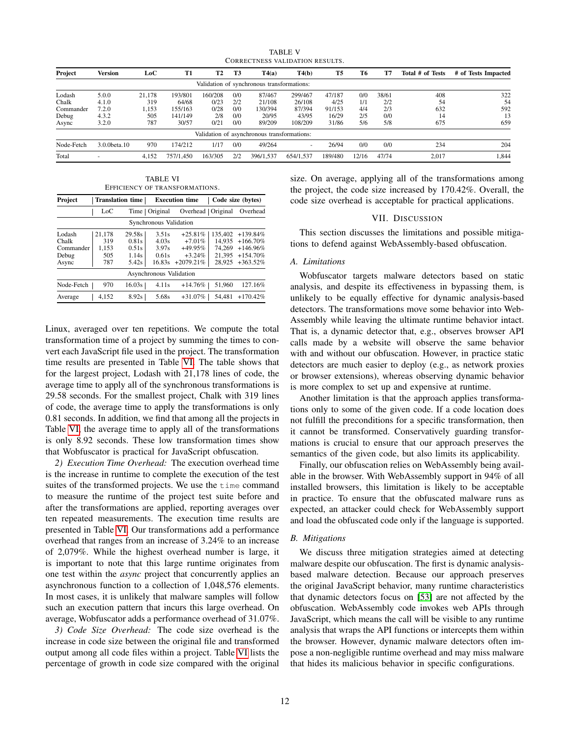TABLE V
CORRECTNESS VALIDATION RESULTS.

| Project | Version | LoC | T1 | T2 | T3 | T4(a) | T4(b) | T5 | T6 | T7 | Total # of Tests | # of Tests Impacted |
|---|---|---|---|---|---|---|---|---|---|---|---|---|
| Validation of synchronous transformations: | | | | | | | | | | | | |
| Lodash | 5.0.0 | 21,178 | 193/801 | 160/208 | 0/0 | 87/467 | 299/467 | 47/187 | 0/0 | 38/61 | 408 | 322 |
| Chalk | 4.1.0 | 319 | 64/68 | 0/23 | 2/2 | 21/108 | 26/108 | 4/25 | 1/1 | 2/2 | 54 | 54 |
| Commander | 7.2.0 | 1,153 | 155/163 | 0/28 | 0/0 | 130/394 | 87/394 | 91/153 | 4/4 | 2/3 | 632 | 592 |
| Debug | 4.3.2 | 505 | 141/149 | 2/8 | 0/0 | 20/95 | 43/95 | 16/29 | 2/5 | 0/0 | 14 | 13 |
| Async | 3.2.0 | 787 | 30/57 | 0/21 | 0/0 | 89/209 | 108/209 | 31/86 | 5/6 | 5/8 | 675 | 659 |
| Validation of asynchronous transformations: | | | | | | | | | | | | |
| Node-Fetch | 3.0.0beta.10 | 970 | 174/212 | 1/17 | 0/0 | 49/264 | - | 26/94 | 0/0 | 0/0 | 234 | 204 |
| Total | - | 4,152 | 757/1,450 | 163/305 | 2/2 | 396/1,537 | 654/1,537 | 189/480 | 12/16 | 47/74 | 2,017 | 1,844 |

TABLE VI
EFFICIENCY OF TRANSFORMATIONS.

| Project | Translation time | | Execution time | | Code size (bytes) | |
|---|---|---|---|---|---|---|
| | LoC | Time | Original | Overhead | Original | Overhead |
| Synchronous Validation | | | | | | |
| Lodash | 21,178 | 29.58s | 3.51s | +25.81% | 135,402 | +139.84% |
| Chalk | 319 | 0.81s | 4.03s | +7.01% | 14,935 | +166.70% |
| Commander | 1,153 | 0.51s | 3.97s | +49.95% | 74,269 | +146.96% |
| Debug | 505 | 1.14s | 0.61s | +3.24% | 21,395 | +154.70% |
| Async | 787 | 5.42s | 16.83s | +2079.21% | 28,925 | +363.52% |
| Asynchronous Validation | | | | | | |
| Node-Fetch | 970 | 16.03s | 4.11s | +14.76% | 51,960 | 127.16% |
| Average | 4,152 | 8.92s | 5.68s | +31.07% | 54,481 | +170.42% |

Linux, averaged over ten repetitions. We compute the total transformation time of a project by summing the times to convert each JavaScript file used in the project. The transformation time results are presented in Table VI. The table shows that for the largest project, Lodash with 21,178 lines of code, the average time to apply all of the synchronous transformations is 29.58 seconds. For the smallest project, Chalk with 319 lines of code, the average time to apply the transformations is only 0.81 seconds. In addition, we find that among all the projects in Table VI, the average time to apply all of the transformations is only 8.92 seconds. These low transformation times show that Wobfuscator is practical for JavaScript obfuscation.

*2) Execution Time Overhead:* The execution overhead time is the increase in runtime to complete the execution of the test suites of the transformed projects. We use the `time` command to measure the runtime of the project test suite before and after the transformations are applied, reporting averages over ten repeated measurements. The execution time results are presented in Table VI. Our transformations add a performance overhead that ranges from an increase of 3.24% to an increase of 2,079%. While the highest overhead number is large, it is important to note that this large runtime originates from one test within the *async* project that concurrently applies an asynchronous function to a collection of 1,048,576 elements. In most cases, it is unlikely that malware samples will follow such an execution pattern that incurs this large overhead. On average, Wobfuscator adds a performance overhead of 31.07%.

*3) Code Size Overhead:* The code size overhead is the increase in code size between the original file and transformed output among all code files within a project. Table VI lists the percentage of growth in code size compared with the original size. On average, applying all of the transformations among the project, the code size increased by 170.42%. Overall, the code size overhead is acceptable for practical applications.

## VII. Discussion

This section discusses the limitations and possible mitigations to defend against WebAssembly-based obfuscation.

### A. Limitations

Wobfuscator targets malware detectors based on static analysis, and despite its effectiveness in bypassing them, is unlikely to be equally effective for dynamic analysis-based detectors. The transformations move some behavior into WebAssembly while leaving the ultimate runtime behavior intact. That is, a dynamic detector that, e.g., observes browser API calls made by a website will observe the same behavior with and without our obfuscation. However, in practice static detectors are much easier to deploy (e.g., as network proxies or browser extensions), whereas observing dynamic behavior is more complex to set up and expensive at runtime.

Another limitation is that the approach applies transformations only to some of the given code. If a code location does not fulfill the preconditions for a specific transformation, then it cannot be transformed. Conservatively guarding transformations is crucial to ensure that our approach preserves the semantics of the given code, but also limits its applicability.

Finally, our obfuscation relies on WebAssembly being available in the browser. With WebAssembly support in 94% of all installed browsers, this limitation is likely to be acceptable in practice. To ensure that the obfuscated malware runs as expected, an attacker could check for WebAssembly support and load the obfuscated code only if the language is supported.

### B. Mitigations

We discuss three mitigation strategies aimed at detecting malware despite our obfuscation. The first is dynamic analysis-based malware detection. Because our approach preserves the original JavaScript behavior, many runtime characteristics that dynamic detectors focus on [53] are not affected by the obfuscation. WebAssembly code invokes web APIs through JavaScript, which means the call will be visible to any runtime analysis that wraps the API functions or intercepts them within the browser. However, dynamic malware detectors often impose a non-negligible runtime overhead and may miss malware that hides its malicious behavior in specific configurations.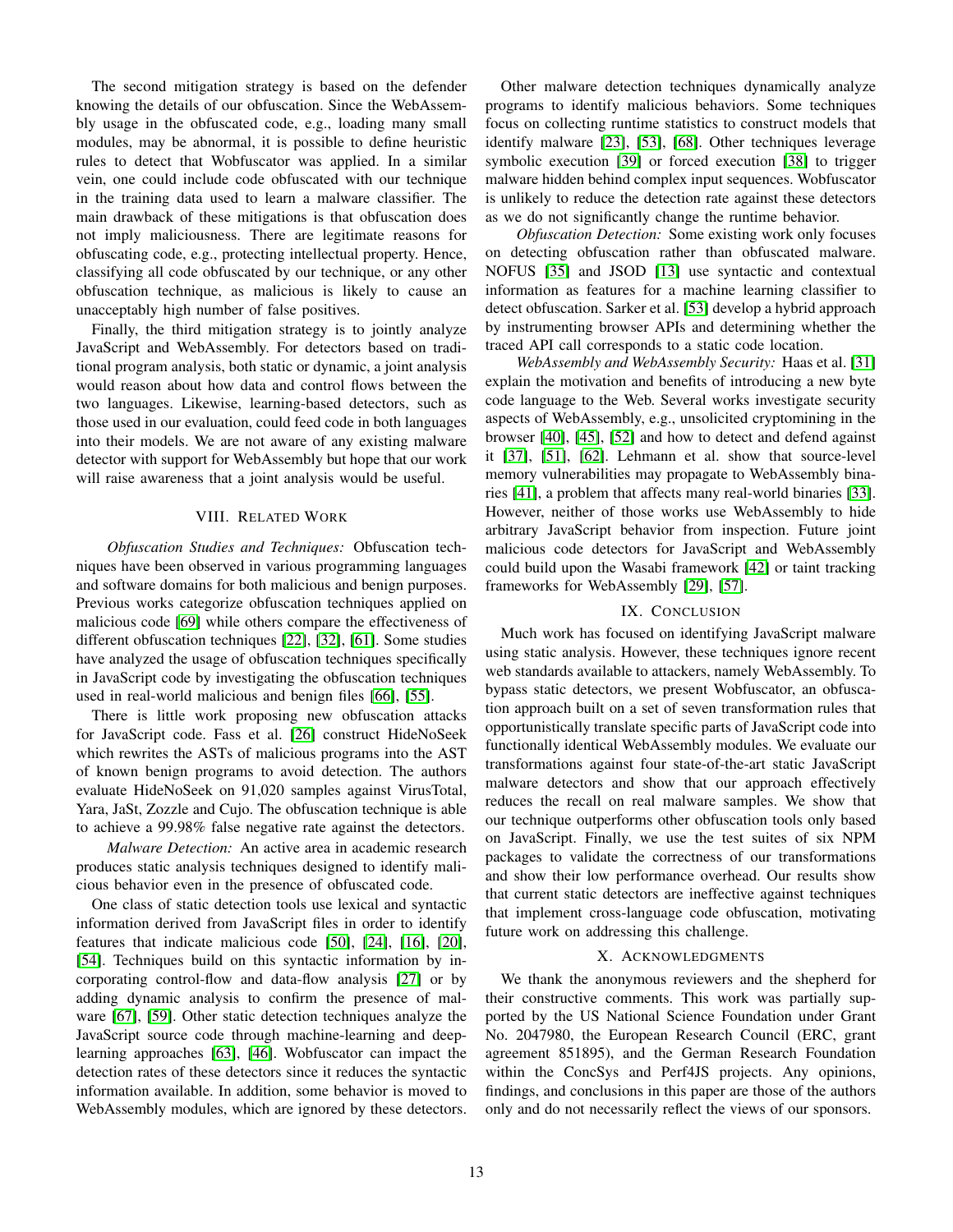The second mitigation strategy is based on the defender knowing the details of our obfuscation. Since the WebAssembly usage in the obfuscated code, e.g., loading many small modules, may be abnormal, it is possible to define heuristic rules to detect that Wobfuscator was applied. In a similar vein, one could include code obfuscated with our technique in the training data used to learn a malware classifier. The main drawback of these mitigations is that obfuscation does not imply maliciousness. There are legitimate reasons for obfuscating code, e.g., protecting intellectual property. Hence, classifying all code obfuscated by our technique, or any other obfuscation technique, as malicious is likely to cause an unacceptably high number of false positives.

Finally, the third mitigation strategy is to jointly analyze JavaScript and WebAssembly. For detectors based on traditional program analysis, both static or dynamic, a joint analysis would reason about how data and control flows between the two languages. Likewise, learning-based detectors, such as those used in our evaluation, could feed code in both languages into their models. We are not aware of any existing malware detector with support for WebAssembly but hope that our work will raise awareness that a joint analysis would be useful.

## VIII. Related Work

*Obfuscation Studies and Techniques:* Obfuscation techniques have been observed in various programming languages and software domains for both malicious and benign purposes. Previous works categorize obfuscation techniques applied on malicious code [69] while others compare the effectiveness of different obfuscation techniques [22], [32], [61]. Some studies have analyzed the usage of obfuscation techniques specifically in JavaScript code by investigating the obfuscation techniques used in real-world malicious and benign files [66], [55].

There is little work proposing new obfuscation attacks for JavaScript code. Fass et al. [26] construct HideNoSeek which rewrites the ASTs of malicious programs into the AST of known benign programs to avoid detection. The authors evaluate HideNoSeek on 91,020 samples against VirusTotal, Yara, JaSt, Zozzle and Cujo. The obfuscation technique is able to achieve a 99.98% false negative rate against the detectors.

*Malware Detection:* An active area in academic research produces static analysis techniques designed to identify malicious behavior even in the presence of obfuscated code.

One class of static detection tools use lexical and syntactic information derived from JavaScript files in order to identify features that indicate malicious code [50], [24], [16], [20], [54]. Techniques build on this syntactic information by incorporating control-flow and data-flow analysis [27] or by adding dynamic analysis to confirm the presence of malware [67], [59]. Other static detection techniques analyze the JavaScript source code through machine-learning and deep-learning approaches [63], [46]. Wobfuscator can impact the detection rates of these detectors since it reduces the syntactic information available. In addition, some behavior is moved to WebAssembly modules, which are ignored by these detectors.

Other malware detection techniques dynamically analyze programs to identify malicious behaviors. Some techniques focus on collecting runtime statistics to construct models that identify malware [23], [53], [68]. Other techniques leverage symbolic execution [39] or forced execution [38] to trigger malware hidden behind complex input sequences. Wobfuscator is unlikely to reduce the detection rate against these detectors as we do not significantly change the runtime behavior.

*Obfuscation Detection:* Some existing work only focuses on detecting obfuscation rather than obfuscated malware. NOFUS [35] and JSOD [13] use syntactic and contextual information as features for a machine learning classifier to detect obfuscation. Sarker et al. [53] develop a hybrid approach by instrumenting browser APIs and determining whether the traced API call corresponds to a static code location.

*WebAssembly and WebAssembly Security:* Haas et al. [31] explain the motivation and benefits of introducing a new byte code language to the Web. Several works investigate security aspects of WebAssembly, e.g., unsolicited cryptomining in the browser [40], [45], [52] and how to detect and defend against it [37], [51], [62]. Lehmann et al. show that source-level memory vulnerabilities may propagate to WebAssembly binaries [41], a problem that affects many real-world binaries [33]. However, neither of those works use WebAssembly to hide arbitrary JavaScript behavior from inspection. Future joint malicious code detectors for JavaScript and WebAssembly could build upon the Wasabi framework [42] or taint tracking frameworks for WebAssembly [29], [57].

## IX. Conclusion

Much work has focused on identifying JavaScript malware using static analysis. However, these techniques ignore recent web standards available to attackers, namely WebAssembly. To bypass static detectors, we present Wobfuscator, an obfuscation approach built on a set of seven transformation rules that opportunistically translate specific parts of JavaScript code into functionally identical WebAssembly modules. We evaluate our transformations against four state-of-the-art static JavaScript malware detectors and show that our approach effectively reduces the recall on real malware samples. We show that our technique outperforms other obfuscation tools only based on JavaScript. Finally, we use the test suites of six NPM packages to validate the correctness of our transformations and show their low performance overhead. Our results show that current static detectors are ineffective against techniques that implement cross-language code obfuscation, motivating future work on addressing this challenge.

## X. Acknowledgments

We thank the anonymous reviewers and the shepherd for their constructive comments. This work was partially supported by the US National Science Foundation under Grant No. 2047980, the European Research Council (ERC, grant agreement 851895), and the German Research Foundation within the ConcSys and Perf4JS projects. Any opinions, findings, and conclusions in this paper are those of the authors only and do not necessarily reflect the views of our sponsors.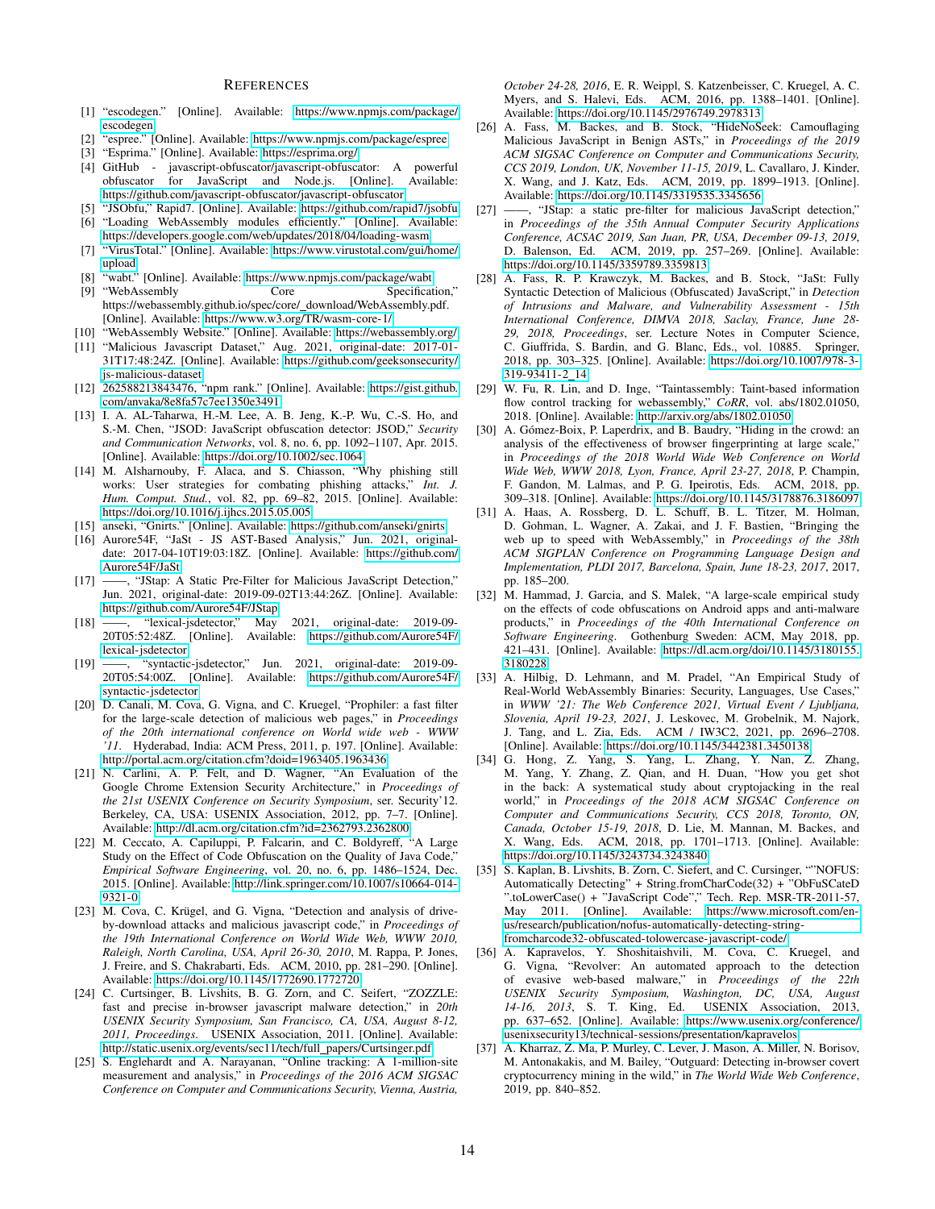# References

[1] "escodegen." [Online]. Available: https://www.npmjs.com/package/escodegen

[2] "espree." [Online]. Available: https://www.npmjs.com/package/espree

[3] "Esprima." [Online]. Available: https://esprima.org/

[4] GitHub - javascript-obfuscator/javascript-obfuscator: A powerful obfuscator for JavaScript and Node.js. [Online]. Available: https://github.com/javascript-obfuscator/javascript-obfuscator

[5] "JSObfu," Rapid7. [Online]. Available: https://github.com/rapid7/jsobfu

[6] "Loading WebAssembly modules efficiently." [Online]. Available: https://developers.google.com/web/updates/2018/04/loading-wasm

[7] "VirusTotal." [Online]. Available: https://www.virustotal.com/gui/home/upload

[8] "wabt." [Online]. Available: https://www.npmjs.com/package/wabt

[9] "WebAssembly Core Specification," https://webassembly.github.io/spec/core/_download/WebAssembly.pdf. [Online]. Available: https://www.w3.org/TR/wasm-core-1/

[10] "WebAssembly Website." [Online]. Available: https://webassembly.org/

[11] "Malicious Javascript Dataset," Aug. 2021, original-date: 2017-01-31T17:48:24Z. [Online]. Available: https://github.com/geeksonsecurity/js-malicious-dataset

[12] 262588213843476, "npm rank." [Online]. Available: https://gist.github.com/anvaka/8e8fa57c7ee1350e3491

[13] I. A. AL-Taharwa, H.-M. Lee, A. B. Jeng, K.-P. Wu, C.-S. Ho, and S.-M. Chen, "JSOD: JavaScript obfuscation detector: JSOD," *Security and Communication Networks*, vol. 8, no. 6, pp. 1092–1107, Apr. 2015. [Online]. Available: https://doi.org/10.1002/sec.1064

[14] M. Alsharnouby, F. Alaca, and S. Chiasson, "Why phishing still works: User strategies for combating phishing attacks," *Int. J. Hum. Comput. Stud.*, vol. 82, pp. 69–82, 2015. [Online]. Available: https://doi.org/10.1016/j.ijhcs.2015.05.005

[15] anseki, "Gnirts." [Online]. Available: https://github.com/anseki/gnirts

[16] Aurore54F, "JaSt - JS AST-Based Analysis," Jun. 2021, original-date: 2017-04-10T19:03:18Z. [Online]. Available: https://github.com/Aurore54F/JaSt

[17] ——, "JStap: A Static Pre-Filter for Malicious JavaScript Detection," Jun. 2021, original-date: 2019-09-02T13:44:26Z. [Online]. Available: https://github.com/Aurore54F/JStap

[18] ——, "lexical-jsdetector," May 2021, original-date: 2019-09-20T05:52:48Z. [Online]. Available: https://github.com/Aurore54F/lexical-jsdetector

[19] ——, "syntactic-jsdetector," Jun. 2021, original-date: 2019-09-20T05:54:00Z. [Online]. Available: https://github.com/Aurore54F/syntactic-jsdetector

[20] D. Canali, M. Cova, G. Vigna, and C. Kruegel, "Prophiler: a fast filter for the large-scale detection of malicious web pages," in *Proceedings of the 20th international conference on World wide web - WWW '11*. Hyderabad, India: ACM Press, 2011, p. 197. [Online]. Available: http://portal.acm.org/citation.cfm?doid=1963405.1963436

[21] N. Carlini, A. P. Felt, and D. Wagner, "An Evaluation of the Google Chrome Extension Security Architecture," in *Proceedings of the 21st USENIX Conference on Security Symposium*, ser. Security'12. Berkeley, CA, USA: USENIX Association, 2012, pp. 7–7. [Online]. Available: http://dl.acm.org/citation.cfm?id=2362793.2362800

[22] M. Ceccato, A. Capiluppi, P. Falcarin, and C. Boldyreff, "A Large Study on the Effect of Code Obfuscation on the Quality of Java Code," *Empirical Software Engineering*, vol. 20, no. 6, pp. 1486–1524, Dec. 2015. [Online]. Available: http://link.springer.com/10.1007/s10664-014-9321-0

[23] M. Cova, C. Krügel, and G. Vigna, "Detection and analysis of drive-by-download attacks and malicious javascript code," in *Proceedings of the 19th International Conference on World Wide Web, WWW 2010, Raleigh, North Carolina, USA, April 26-30, 2010*, M. Rappa, P. Jones, J. Freire, and S. Chakrabarti, Eds. ACM, 2010, pp. 281–290. [Online]. Available: https://doi.org/10.1145/1772690.1772720

[24] C. Curtsinger, B. Livshits, B. G. Zorn, and C. Seifert, "ZOZZLE: fast and precise in-browser javascript malware detection," in *20th USENIX Security Symposium, San Francisco, CA, USA, August 8-12, 2011, Proceedings*. USENIX Association, 2011. [Online]. Available: http://static.usenix.org/events/sec11/tech/full_papers/Curtsinger.pdf

[25] S. Englehardt and A. Narayanan, "Online tracking: A 1-million-site measurement and analysis," in *Proceedings of the 2016 ACM SIGSAC Conference on Computer and Communications Security, Vienna, Austria, October 24-28, 2016*, E. R. Weippl, S. Katzenbeisser, C. Kruegel, A. C. Myers, and S. Halevi, Eds. ACM, 2016, pp. 1388–1401. [Online]. Available: https://doi.org/10.1145/2976749.2978313

[26] A. Fass, M. Backes, and B. Stock, "HideNoSeek: Camouflaging Malicious JavaScript in Benign ASTs," in *Proceedings of the 2019 ACM SIGSAC Conference on Computer and Communications Security, CCS 2019, London, UK, November 11-15, 2019*, L. Cavallaro, J. Kinder, X. Wang, and J. Katz, Eds. ACM, 2019, pp. 1899–1913. [Online]. Available: https://doi.org/10.1145/3319535.3345656

[27] ——, "JStap: a static pre-filter for malicious JavaScript detection," in *Proceedings of the 35th Annual Computer Security Applications Conference, ACSAC 2019, San Juan, PR, USA, December 09-13, 2019*, D. Balenson, Ed. ACM, 2019, pp. 257–269. [Online]. Available: https://doi.org/10.1145/3359789.3359813

[28] A. Fass, R. P. Krawczyk, M. Backes, and B. Stock, "JaSt: Fully Syntactic Detection of Malicious (Obfuscated) JavaScript," in *Detection of Intrusions and Malware, and Vulnerability Assessment - 15th International Conference, DIMVA 2018, Saclay, France, June 28-29, 2018, Proceedings*, ser. Lecture Notes in Computer Science, C. Giuffrida, S. Bardin, and G. Blanc, Eds., vol. 10885. Springer, 2018, pp. 303–325. [Online]. Available: https://doi.org/10.1007/978-3-319-93411-2_14

[29] W. Fu, R. Lin, and D. Inge, "Taintassembly: Taint-based information flow control tracking for webassembly," *CoRR*, vol. abs/1802.01050, 2018. [Online]. Available: http://arxiv.org/abs/1802.01050

[30] A. Gómez-Boix, P. Laperdrix, and B. Baudry, "Hiding in the crowd: an analysis of the effectiveness of browser fingerprinting at large scale," in *Proceedings of the 2018 World Wide Web Conference on World Wide Web, WWW 2018, Lyon, France, April 23-27, 2018*, P. Champin, F. Gandon, M. Lalmas, and P. G. Ipeirotis, Eds. ACM, 2018, pp. 309–318. [Online]. Available: https://doi.org/10.1145/3178876.3186097

[31] A. Haas, A. Rossberg, D. L. Schuff, B. L. Titzer, M. Holman, D. Gohman, L. Wagner, A. Zakai, and J. F. Bastien, "Bringing the web up to speed with WebAssembly," in *Proceedings of the 38th ACM SIGPLAN Conference on Programming Language Design and Implementation, PLDI 2017, Barcelona, Spain, June 18-23, 2017*, 2017, pp. 185–200.

[32] M. Hammad, J. Garcia, and S. Malek, "A large-scale empirical study on the effects of code obfuscations on Android apps and anti-malware products," in *Proceedings of the 40th International Conference on Software Engineering*. Gothenburg Sweden: ACM, May 2018, pp. 421–431. [Online]. Available: https://dl.acm.org/doi/10.1145/3180155.3180228

[33] A. Hilbig, D. Lehmann, and M. Pradel, "An Empirical Study of Real-World WebAssembly Binaries: Security, Languages, Use Cases," in *WWW '21: The Web Conference 2021, Virtual Event / Ljubljana, Slovenia, April 19-23, 2021*, J. Leskovec, M. Grobelnik, M. Najork, J. Tang, and L. Zia, Eds. ACM / IW3C2, 2021, pp. 2696–2708. [Online]. Available: https://doi.org/10.1145/3442381.3450138

[34] G. Hong, Z. Yang, S. Yang, L. Zhang, Y. Nan, Z. Zhang, M. Yang, Y. Zhang, Z. Qian, and H. Duan, "How you get shot in the back: A systematical study about cryptojacking in the real world," in *Proceedings of the 2018 ACM SIGSAC Conference on Computer and Communications Security, CCS 2018, Toronto, ON, Canada, October 15-19, 2018*, D. Lie, M. Mannan, M. Backes, and X. Wang, Eds. ACM, 2018, pp. 1701–1713. [Online]. Available: https://doi.org/10.1145/3243734.3243840

[35] S. Kaplan, B. Livshits, B. Zorn, C. Siefert, and C. Cursinger, ""NOFUS: Automatically Detecting" + String.fromCharCode(32) + "ObFuSCateD ".toLowerCase() + "JavaScript Code"," Tech. Rep. MSR-TR-2011-57, May 2011. [Online]. Available: https://www.microsoft.com/en-us/research/publication/nofus-automatically-detecting-string-fromcharcode32-obfuscated-tolowercase-javascript-code/

[36] A. Kapravelos, Y. Shoshitaishvili, M. Cova, C. Kruegel, and G. Vigna, "Revolver: An automated approach to the detection of evasive web-based malware," in *Proceedings of the 22th USENIX Security Symposium, Washington, DC, USA, August 14-16, 2013*, S. T. King, Ed. USENIX Association, 2013, pp. 637–652. [Online]. Available: https://www.usenix.org/conference/usenixsecurity13/technical-sessions/presentation/kapravelos

[37] A. Kharraz, Z. Ma, P. Murley, C. Lever, J. Mason, A. Miller, N. Borisov, M. Antonakakis, and M. Bailey, "Outguard: Detecting in-browser covert cryptocurrency mining in the wild," in *The World Wide Web Conference*, 2019, pp. 840–852.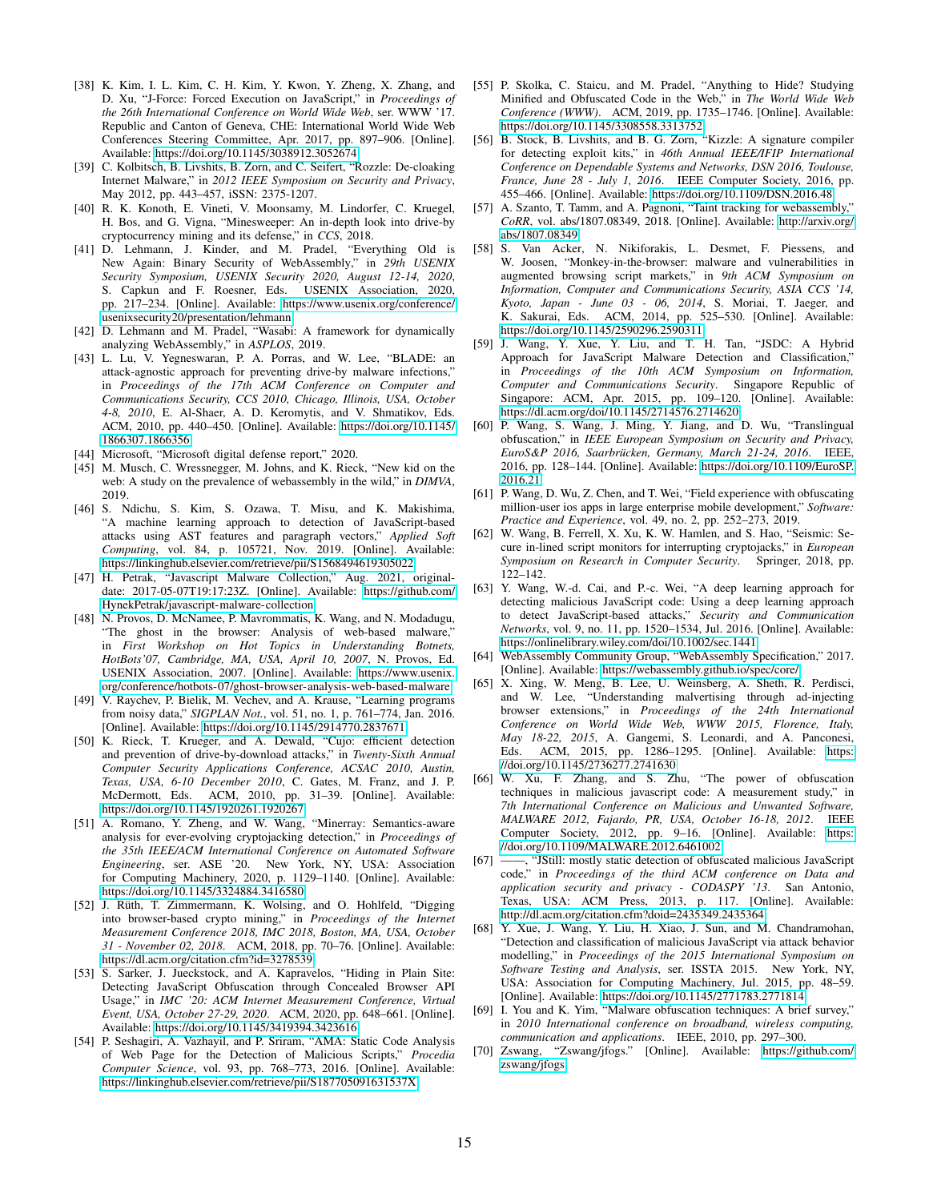[38] K. Kim, I. L. Kim, C. H. Kim, Y. Kwon, Y. Zheng, X. Zhang, and D. Xu, "J-Force: Forced Execution on JavaScript," in *Proceedings of the 26th International Conference on World Wide Web*, ser. WWW '17. Republic and Canton of Geneva, CHE: International World Wide Web Conferences Steering Committee, Apr. 2017, pp. 897–906. [Online]. Available: https://doi.org/10.1145/3038912.3052674

[39] C. Kolbitsch, B. Livshits, B. Zorn, and C. Seifert, "Rozzle: De-cloaking Internet Malware," in *2012 IEEE Symposium on Security and Privacy*, May 2012, pp. 443–457, iSSN: 2375-1207.

[40] R. K. Konoth, E. Vineti, V. Moonsamy, M. Lindorfer, C. Kruegel, H. Bos, and G. Vigna, "Minesweeper: An in-depth look into drive-by cryptocurrency mining and its defense," in *CCS*, 2018.

[41] D. Lehmann, J. Kinder, and M. Pradel, "Everything Old is New Again: Binary Security of WebAssembly," in *29th USENIX Security Symposium, USENIX Security 2020, August 12-14, 2020*, S. Capkun and F. Roesner, Eds. USENIX Association, 2020, pp. 217–234. [Online]. Available: https://www.usenix.org/conference/usenixsecurity20/presentation/lehmann

[42] D. Lehmann and M. Pradel, "Wasabi: A framework for dynamically analyzing WebAssembly," in *ASPLOS*, 2019.

[43] L. Lu, V. Yegneswaran, P. A. Porras, and W. Lee, "BLADE: an attack-agnostic approach for preventing drive-by malware infections," in *Proceedings of the 17th ACM Conference on Computer and Communications Security, CCS 2010, Chicago, Illinois, USA, October 4-8, 2010*, E. Al-Shaer, A. D. Keromytis, and V. Shmatikov, Eds. ACM, 2010, pp. 440–450. [Online]. Available: https://doi.org/10.1145/1866307.1866356

[44] Microsoft, "Microsoft digital defense report," 2020.

[45] M. Musch, C. Wressnegger, M. Johns, and K. Rieck, "New kid on the web: A study on the prevalence of webassembly in the wild," in *DIMVA*, 2019.

[46] S. Ndichu, S. Kim, S. Ozawa, T. Misu, and K. Makishima, "A machine learning approach to detection of JavaScript-based attacks using AST features and paragraph vectors," *Applied Soft Computing*, vol. 84, p. 105721, Nov. 2019. [Online]. Available: https://linkinghub.elsevier.com/retrieve/pii/S1568494619305022

[47] H. Petrak, "Javascript Malware Collection," Aug. 2021, original-date: 2017-05-07T19:17:23Z. [Online]. Available: https://github.com/HynekPetrak/javascript-malware-collection

[48] N. Provos, D. McNamee, P. Mavrommatis, K. Wang, and N. Modadugu, "The ghost in the browser: Analysis of web-based malware," in *First Workshop on Hot Topics in Understanding Botnets, HotBots'07, Cambridge, MA, USA, April 10, 2007*, N. Provos, Ed. USENIX Association, 2007. [Online]. Available: https://www.usenix.org/conference/hotbots-07/ghost-browser-analysis-web-based-malware

[49] V. Raychev, P. Bielik, M. Vechev, and A. Krause, "Learning programs from noisy data," *SIGPLAN Not.*, vol. 51, no. 1, p. 761–774, Jan. 2016. [Online]. Available: https://doi.org/10.1145/2914770.2837671

[50] K. Rieck, T. Krueger, and A. Dewald, "Cujo: efficient detection and prevention of drive-by-download attacks," in *Twenty-Sixth Annual Computer Security Applications Conference, ACSAC 2010, Austin, Texas, USA, 6-10 December 2010*, C. Gates, M. Franz, and J. P. McDermott, Eds. ACM, 2010, pp. 31–39. [Online]. Available: https://doi.org/10.1145/1920261.1920267

[51] A. Romano, Y. Zheng, and W. Wang, "Minerray: Semantics-aware analysis for ever-evolving cryptojacking detection," in *Proceedings of the 35th IEEE/ACM International Conference on Automated Software Engineering*, ser. ASE '20. New York, NY, USA: Association for Computing Machinery, 2020, p. 1129–1140. [Online]. Available: https://doi.org/10.1145/3324884.3416580

[52] J. Rüth, T. Zimmermann, K. Wolsing, and O. Hohlfeld, "Digging into browser-based crypto mining," in *Proceedings of the Internet Measurement Conference 2018, IMC 2018, Boston, MA, USA, October 31 - November 02, 2018*. ACM, 2018, pp. 70–76. [Online]. Available: https://dl.acm.org/citation.cfm?id=3278539

[53] S. Sarker, J. Jueckstock, and A. Kapravelos, "Hiding in Plain Site: Detecting JavaScript Obfuscation through Concealed Browser API Usage," in *IMC '20: ACM Internet Measurement Conference, Virtual Event, USA, October 27-29, 2020*. ACM, 2020, pp. 648–661. [Online]. Available: https://doi.org/10.1145/3419394.3423616

[54] P. Seshagiri, A. Vazhayil, and P. Sriram, "AMA: Static Code Analysis of Web Page for the Detection of Malicious Scripts," *Procedia Computer Science*, vol. 93, pp. 768–773, 2016. [Online]. Available: https://linkinghub.elsevier.com/retrieve/pii/S187705091631537X

[55] P. Skolka, C. Staicu, and M. Pradel, "Anything to Hide? Studying Minified and Obfuscated Code in the Web," in *The World Wide Web Conference (WWW)*. ACM, 2019, pp. 1735–1746. [Online]. Available: https://doi.org/10.1145/3308558.3313752

[56] B. Stock, B. Livshits, and B. G. Zorn, "Kizzle: A signature compiler for detecting exploit kits," in *46th Annual IEEE/IFIP International Conference on Dependable Systems and Networks, DSN 2016, Toulouse, France, June 28 - July 1, 2016*. IEEE Computer Society, 2016, pp. 455–466. [Online]. Available: https://doi.org/10.1109/DSN.2016.48

[57] A. Szanto, T. Tamm, and A. Pagnoni, "Taint tracking for webassembly," *CoRR*, vol. abs/1807.08349, 2018. [Online]. Available: http://arxiv.org/abs/1807.08349

[58] S. Van Acker, N. Nikiforakis, L. Desmet, F. Piessens, and W. Joosen, "Monkey-in-the-browser: malware and vulnerabilities in augmented browsing script markets," in *9th ACM Symposium on Information, Computer and Communications Security, ASIA CCS '14, Kyoto, Japan - June 03 - 06, 2014*, S. Moriai, T. Jaeger, and K. Sakurai, Eds. ACM, 2014, pp. 525–530. [Online]. Available: https://doi.org/10.1145/2590296.2590311

[59] J. Wang, Y. Xue, Y. Liu, and T. H. Tan, "JSDC: A Hybrid Approach for JavaScript Malware Detection and Classification," in *Proceedings of the 10th ACM Symposium on Information, Computer and Communications Security*. Singapore Republic of Singapore: ACM, Apr. 2015, pp. 109–120. [Online]. Available: https://dl.acm.org/doi/10.1145/2714576.2714620

[60] P. Wang, S. Wang, J. Ming, Y. Jiang, and D. Wu, "Translingual obfuscation," in *IEEE European Symposium on Security and Privacy, EuroS&P 2016, Saarbrücken, Germany, March 21-24, 2016*. IEEE, 2016, pp. 128–144. [Online]. Available: https://doi.org/10.1109/EuroSP.2016.21

[61] P. Wang, D. Wu, Z. Chen, and T. Wei, "Field experience with obfuscating million-user ios apps in large enterprise mobile development," *Software: Practice and Experience*, vol. 49, no. 2, pp. 252–273, 2019.

[62] W. Wang, B. Ferrell, X. Xu, K. W. Hamlen, and S. Hao, "Seismic: Secure in-lined script monitors for interrupting cryptojacks," in *European Symposium on Research in Computer Security*. Springer, 2018, pp. 122–142.

[63] Y. Wang, W.-d. Cai, and P.-c. Wei, "A deep learning approach for detecting malicious JavaScript code: Using a deep learning approach to detect JavaScript-based attacks," *Security and Communication Networks*, vol. 9, no. 11, pp. 1520–1534, Jul. 2016. [Online]. Available: https://onlinelibrary.wiley.com/doi/10.1002/sec.1441

[64] WebAssembly Community Group, "WebAssembly Specification," 2017. [Online]. Available: https://webassembly.github.io/spec/core/

[65] X. Xing, W. Meng, B. Lee, U. Weinsberg, A. Sheth, R. Perdisci, and W. Lee, "Understanding malvertising through ad-injecting browser extensions," in *Proceedings of the 24th International Conference on World Wide Web, WWW 2015, Florence, Italy, May 18-22, 2015*, A. Gangemi, S. Leonardi, and A. Panconesi, Eds. ACM, 2015, pp. 1286–1295. [Online]. Available: https://doi.org/10.1145/2736277.2741630

[66] W. Xu, F. Zhang, and S. Zhu, "The power of obfuscation techniques in malicious javascript code: A measurement study," in *7th International Conference on Malicious and Unwanted Software, MALWARE 2012, Fajardo, PR, USA, October 16-18, 2012*. IEEE Computer Society, 2012, pp. 9–16. [Online]. Available: https://doi.org/10.1109/MALWARE.2012.6461002

[67] ——, "JStill: mostly static detection of obfuscated malicious JavaScript code," in *Proceedings of the third ACM conference on Data and application security and privacy - CODASPY '13*. San Antonio, Texas, USA: ACM Press, 2013, p. 117. [Online]. Available: http://dl.acm.org/citation.cfm?doid=2435349.2435364

[68] Y. Xue, J. Wang, Y. Liu, H. Xiao, J. Sun, and M. Chandramohan, "Detection and classification of malicious JavaScript via attack behavior modelling," in *Proceedings of the 2015 International Symposium on Software Testing and Analysis*, ser. ISSTA 2015. New York, NY, USA: Association for Computing Machinery, Jul. 2015, pp. 48–59. [Online]. Available: https://doi.org/10.1145/2771783.2771814

[69] I. You and K. Yim, "Malware obfuscation techniques: A brief survey," in *2010 International conference on broadband, wireless computing, communication and applications*. IEEE, 2010, pp. 297–300.

[70] Zswang, "Zswang/jfogs." [Online]. Available: https://github.com/zswang/jfogs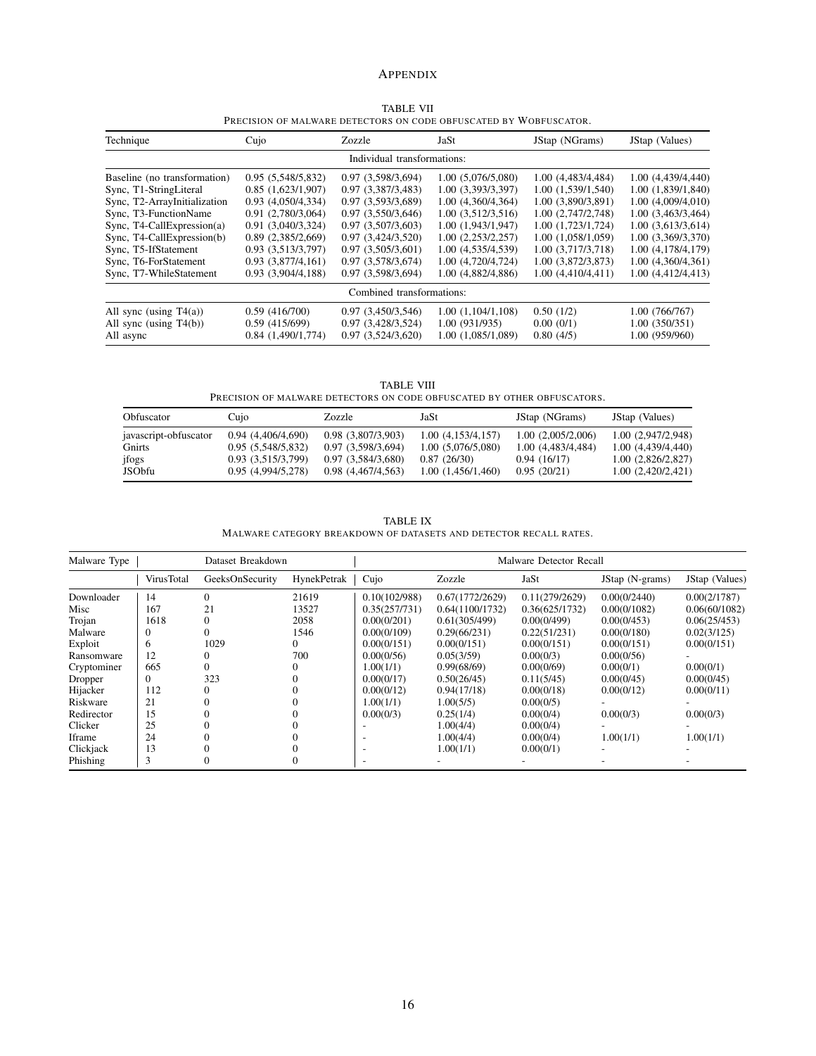# APPENDIX

TABLE VII
PRECISION OF MALWARE DETECTORS ON CODE OBFUSCATED BY WOBFUSCATOR.

| Technique | Cujo | Zozzle | JaSt | JStap (NGrams) | JStap (Values) |
|---|---|---|---|---|---|
| | | Individual transformations: | | | |
| Baseline (no transformation) | 0.95 (5,548/5,832) | 0.97 (3,598/3,694) | 1.00 (5,076/5,080) | 1.00 (4,483/4,484) | 1.00 (4,439/4,440) |
| Sync, T1-StringLiteral | 0.85 (1,623/1,907) | 0.97 (3,387/3,483) | 1.00 (3,393/3,397) | 1.00 (1,539/1,540) | 1.00 (1,839/1,840) |
| Sync, T2-ArrayInitialization | 0.93 (4,050/4,334) | 0.97 (3,593/3,689) | 1.00 (4,360/4,364) | 1.00 (3,890/3,891) | 1.00 (4,009/4,010) |
| Sync, T3-FunctionName | 0.91 (2,780/3,064) | 0.97 (3,550/3,646) | 1.00 (3,512/3,516) | 1.00 (2,747/2,748) | 1.00 (3,463/3,464) |
| Sync, T4-CallExpression(a) | 0.91 (3,040/3,324) | 0.97 (3,507/3,603) | 1.00 (1,943/1,947) | 1.00 (1,723/1,724) | 1.00 (3,613/3,614) |
| Sync, T4-CallExpression(b) | 0.89 (2,385/2,669) | 0.97 (3,424/3,520) | 1.00 (2,253/2,257) | 1.00 (1,058/1,059) | 1.00 (3,369/3,370) |
| Sync, T5-IfStatement | 0.93 (3,513/3,797) | 0.97 (3,505/3,601) | 1.00 (4,535/4,539) | 1.00 (3,717/3,718) | 1.00 (4,178/4,179) |
| Sync, T6-ForStatement | 0.93 (3,877/4,161) | 0.97 (3,578/3,674) | 1.00 (4,720/4,724) | 1.00 (3,872/3,873) | 1.00 (4,360/4,361) |
| Sync, T7-WhileStatement | 0.93 (3,904/4,188) | 0.97 (3,598/3,694) | 1.00 (4,882/4,886) | 1.00 (4,410/4,411) | 1.00 (4,412/4,413) |
| | | Combined transformations: | | | |
| All sync (using T4(a)) | 0.59 (416/700) | 0.97 (3,450/3,546) | 1.00 (1,104/1,108) | 0.50 (1/2) | 1.00 (766/767) |
| All sync (using T4(b)) | 0.59 (415/699) | 0.97 (3,428/3,524) | 1.00 (931/935) | 0.00 (0/1) | 1.00 (350/351) |
| All async | 0.84 (1,490/1,774) | 0.97 (3,524/3,620) | 1.00 (1,085/1,089) | 0.80 (4/5) | 1.00 (959/960) |

TABLE VIII
PRECISION OF MALWARE DETECTORS ON CODE OBFUSCATED BY OTHER OBFUSCATORS.

| Obfuscator | Cujo | Zozzle | JaSt | JStap (NGrams) | JStap (Values) |
|---|---|---|---|---|---|
| javascript-obfuscator | 0.94 (4,406/4,690) | 0.98 (3,807/3,903) | 1.00 (4,153/4,157) | 1.00 (2,005/2,006) | 1.00 (2,947/2,948) |
| Gnirts | 0.95 (5,548/5,832) | 0.97 (3,598/3,694) | 1.00 (5,076/5,080) | 1.00 (4,483/4,484) | 1.00 (4,439/4,440) |
| jfogs | 0.93 (3,515/3,799) | 0.97 (3,584/3,680) | 0.87 (26/30) | 0.94 (16/17) | 1.00 (2,826/2,827) |
| JSObfu | 0.95 (4,994/5,278) | 0.98 (4,467/4,563) | 1.00 (1,456/1,460) | 0.95 (20/21) | 1.00 (2,420/2,421) |

TABLE IX
MALWARE CATEGORY BREAKDOWN OF DATASETS AND DETECTOR RECALL RATES.

| Malware Type | Dataset Breakdown | | | Malware Detector Recall | | | | |
|---|---|---|---|---|---|---|---|---|
| | VirusTotal | GeeksOnSecurity | HynekPetrak | Cujo | Zozzle | JaSt | JStap (N-grams) | JStap (Values) |
| Downloader | 14 | 0 | 21619 | 0.10(102/988) | 0.67(1772/2629) | 0.11(279/2629) | 0.00(0/2440) | 0.00(2/1787) |
| Misc | 167 | 21 | 13527 | 0.35(257/731) | 0.64(1100/1732) | 0.36(625/1732) | 0.00(0/1082) | 0.06(60/1082) |
| Trojan | 1618 | 0 | 2058 | 0.00(0/201) | 0.61(305/499) | 0.00(0/499) | 0.00(0/453) | 0.06(25/453) |
| Malware | 0 | 0 | 1546 | 0.00(0/109) | 0.29(66/231) | 0.22(51/231) | 0.00(0/180) | 0.02(3/125) |
| Exploit | 6 | 1029 | 0 | 0.00(0/151) | 0.00(0/151) | 0.00(0/151) | 0.00(0/151) | 0.00(0/151) |
| Ransomware | 12 | 0 | 700 | 0.00(0/56) | 0.05(3/59) | 0.00(0/3) | 0.00(0/56) | - |
| Cryptominer | 665 | 0 | 0 | 1.00(1/1) | 0.99(68/69) | 0.00(0/69) | 0.00(0/1) | 0.00(0/1) |
| Dropper | 0 | 323 | 0 | 0.00(0/17) | 0.50(26/45) | 0.11(5/45) | 0.00(0/45) | 0.00(0/45) |
| Hijacker | 112 | 0 | 0 | 0.00(0/12) | 0.94(17/18) | 0.00(0/18) | 0.00(0/12) | 0.00(0/11) |
| Riskware | 21 | 0 | 0 | 1.00(1/1) | 1.00(5/5) | 0.00(0/5) | - | - |
| Redirector | 15 | 0 | 0 | 0.00(0/3) | 0.25(1/4) | 0.00(0/4) | 0.00(0/3) | 0.00(0/3) |
| Clicker | 25 | 0 | 0 | - | 1.00(4/4) | 0.00(0/4) | - | - |
| Iframe | 24 | 0 | 0 | - | 1.00(4/4) | 0.00(0/4) | 1.00(1/1) | 1.00(1/1) |
| Clickjack | 13 | 0 | 0 | - | 1.00(1/1) | 0.00(0/1) | - | - |
| Phishing | 3 | 0 | 0 | - | - | - | - | - |